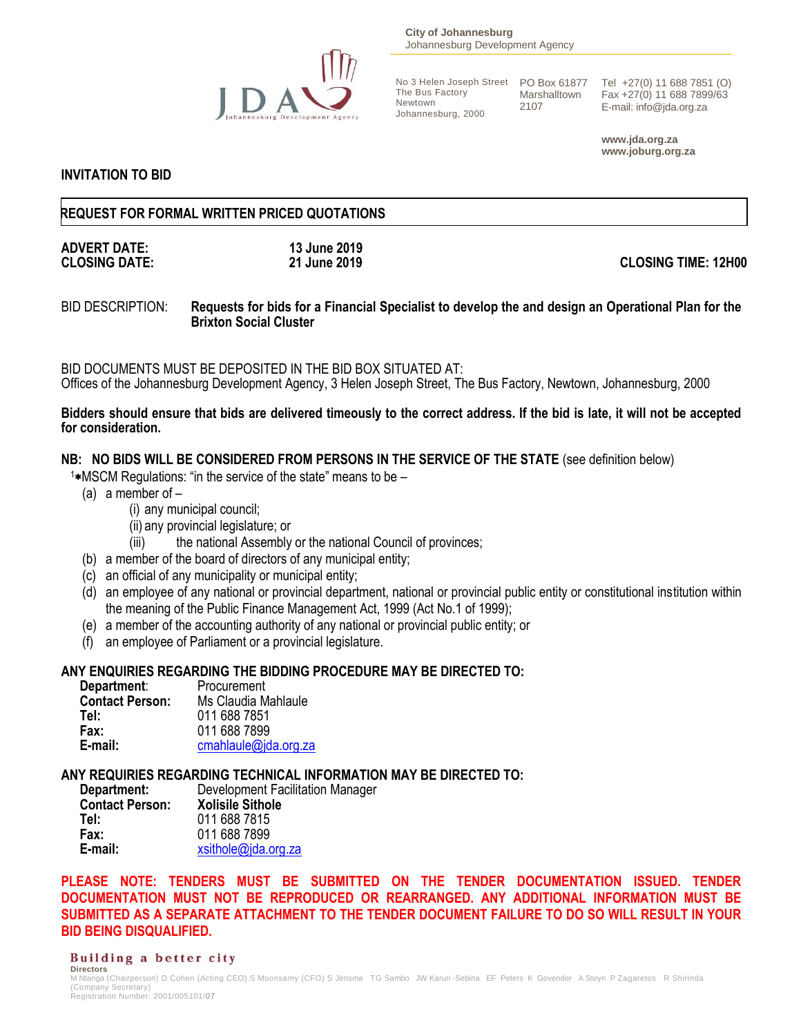City of Johannesburg
Johannesburg Development Agency

No 3 Helen Joseph Street
The Bus Factory
Newtown
Johannesburg, 2000

PO Box 61877
Marshalltown
2107

Tel +27(0) 11 688 7851 (O)
Fax +27(0) 11 688 7899/63
E-mail: info@jda.org.za

www.jda.org.za
www.joburg.org.za

**INVITATION TO BID**

**REQUEST FOR FORMAL WRITTEN PRICED QUOTATIONS**

| | | |
|---|---|---|
| **ADVERT DATE:** | **13 June 2019** | |
| **CLOSING DATE:** | **21 June 2019** | **CLOSING TIME: 12H00** |

BID DESCRIPTION: **Requests for bids for a Financial Specialist to develop the and design an Operational Plan for the Brixton Social Cluster**

BID DOCUMENTS MUST BE DEPOSITED IN THE BID BOX SITUATED AT:
Offices of the Johannesburg Development Agency, 3 Helen Joseph Street, The Bus Factory, Newtown, Johannesburg, 2000

**Bidders should ensure that bids are delivered timeously to the correct address. If the bid is late, it will not be accepted for consideration.**

**NB: NO BIDS WILL BE CONSIDERED FROM PERSONS IN THE SERVICE OF THE STATE** (see definition below)

[1]*MSCM Regulations: "in the service of the state" means to be –

(a) a member of –
  (i) any municipal council;
  (ii) any provincial legislature; or
  (iii) the national Assembly or the national Council of provinces;
(b) a member of the board of directors of any municipal entity;
(c) an official of any municipality or municipal entity;
(d) an employee of any national or provincial department, national or provincial public entity or constitutional institution within the meaning of the Public Finance Management Act, 1999 (Act No.1 of 1999);
(e) a member of the accounting authority of any national or provincial public entity; or
(f) an employee of Parliament or a provincial legislature.

**ANY ENQUIRIES REGARDING THE BIDDING PROCEDURE MAY BE DIRECTED TO:**

| | |
|---|---|
| **Department**: | Procurement |
| **Contact Person:** | Ms Claudia Mahlaule |
| **Tel:** | 011 688 7851 |
| **Fax:** | 011 688 7899 |
| **E-mail:** | cmahlaule@jda.org.za |

**ANY REQUIRIES REGARDING TECHNICAL INFORMATION MAY BE DIRECTED TO:**

| | |
|---|---|
| **Department:** | Development Facilitation Manager |
| **Contact Person:** | **Xolisile Sithole** |
| **Tel:** | 011 688 7815 |
| **Fax:** | 011 688 7899 |
| **E-mail:** | xsithole@jda.org.za |

**PLEASE NOTE: TENDERS MUST BE SUBMITTED ON THE TENDER DOCUMENTATION ISSUED. TENDER DOCUMENTATION MUST NOT BE REPRODUCED OR REARRANGED. ANY ADDITIONAL INFORMATION MUST BE SUBMITTED AS A SEPARATE ATTACHMENT TO THE TENDER DOCUMENT FAILURE TO DO SO WILL RESULT IN YOUR BID BEING DISQUALIFIED.**

**Building a better city**
**Directors**
M Ntanga (Chairperson) D Cohen (Acting CEO) S Moonsamy (CFO) S Jensma TG Sambo JW Karuri -Sebina EF Peters K Govender A Steyn P Zagaretos R Shirinda (Company Secretary)
Registration Number: 2001/005101/07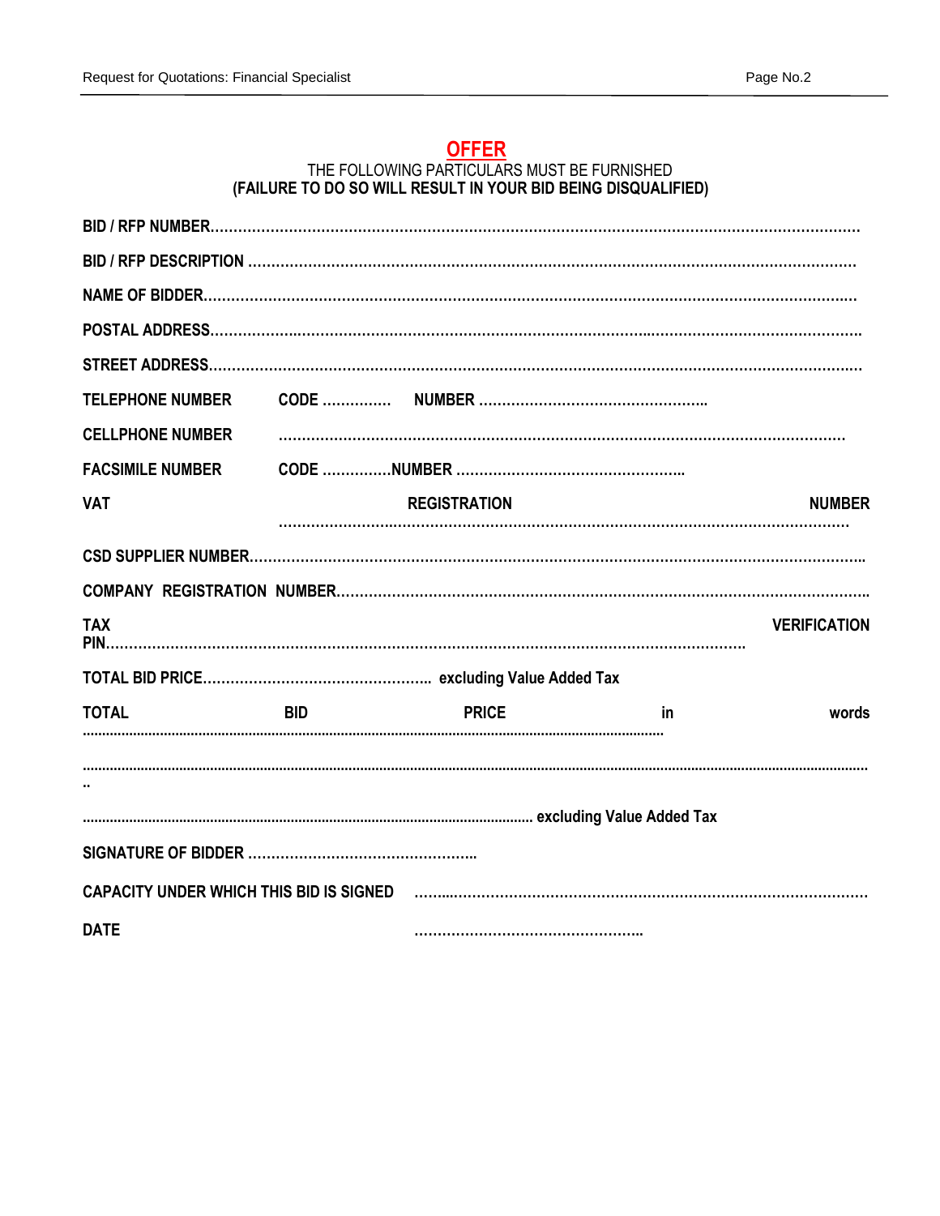# OFFER

THE FOLLOWING PARTICULARS MUST BE FURNISHED
**(FAILURE TO DO SO WILL RESULT IN YOUR BID BEING DISQUALIFIED)**

**BID / RFP NUMBER**……………………………………………………………………………………………………………

**BID / RFP DESCRIPTION** …………………………………………………………………………………………………

**NAME OF BIDDER**……………………………………………………………………………………………………………

**POSTAL ADDRESS**……………………………………………………………………………………………………………

**STREET ADDRESS**……………………………………………………………………………………………………………

**TELEPHONE NUMBER** **CODE** …………… **NUMBER** …………………………………………..

**CELLPHONE NUMBER** ……………………………………………………………………………………………

**FACSIMILE NUMBER** **CODE** ……………**NUMBER** …………………………………………..

**VAT REGISTRATION NUMBER** ……………………………………………………………………………………………

**CSD SUPPLIER NUMBER**………………………………………………………………………………………………..

**COMPANY REGISTRATION NUMBER**………………………………………………………………………………..

**TAX VERIFICATION PIN**……………………………………………………………………………………………….

**TOTAL BID PRICE**………………………………………….. **excluding Value Added Tax**

**TOTAL BID PRICE in words** ……………………………………………………………………………………………

……………………………………………………………………………………………………………………………………..

……………………………………………………………………………………… **excluding Value Added Tax**

**SIGNATURE OF BIDDER** …………………………………………..

**CAPACITY UNDER WHICH THIS BID IS SIGNED** …………………………………………………………………………

**DATE** …………………………………………..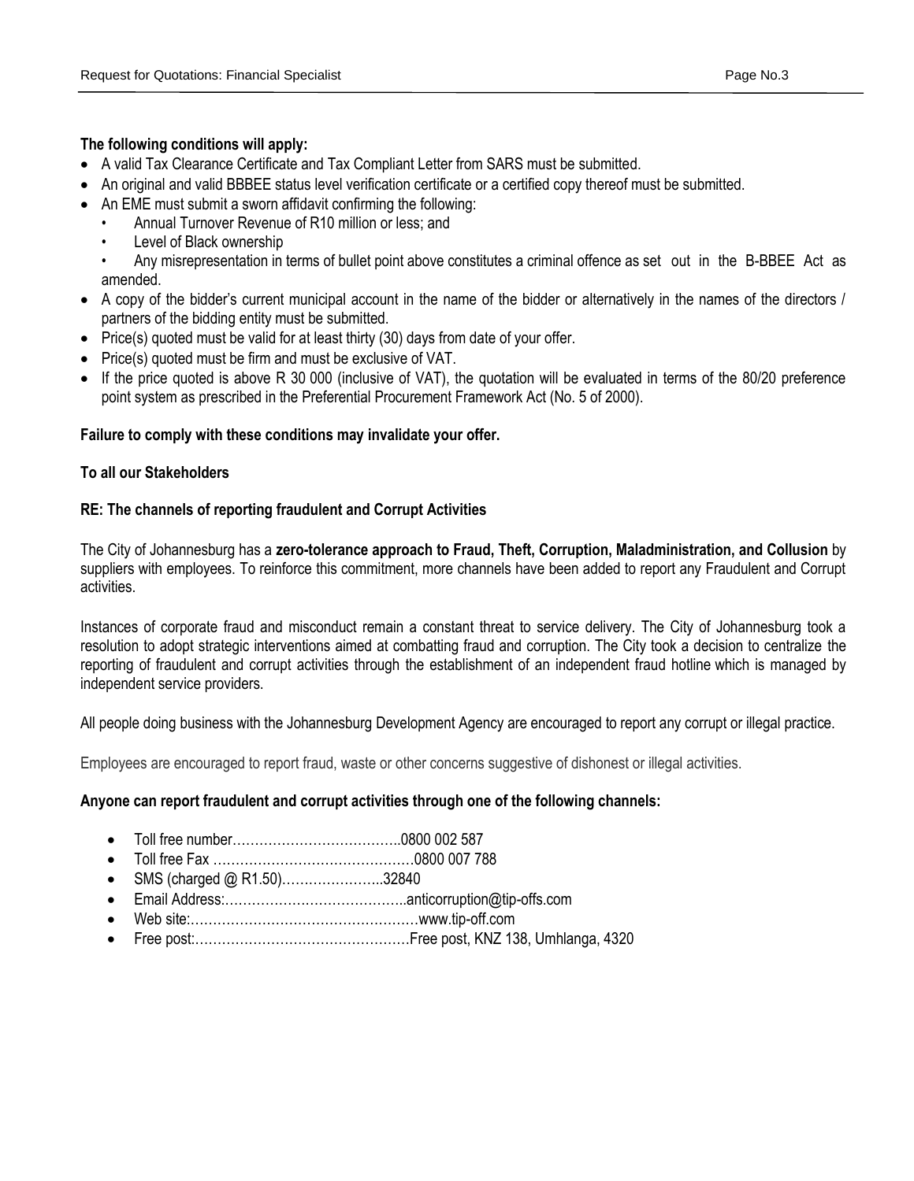**The following conditions will apply:**

- A valid Tax Clearance Certificate and Tax Compliant Letter from SARS must be submitted.
- An original and valid BBBEE status level verification certificate or a certified copy thereof must be submitted.
- An EME must submit a sworn affidavit confirming the following:
  - Annual Turnover Revenue of R10 million or less; and
  - Level of Black ownership
  - Any misrepresentation in terms of bullet point above constitutes a criminal offence as set out in the B-BBEE Act as amended.
- A copy of the bidder's current municipal account in the name of the bidder or alternatively in the names of the directors / partners of the bidding entity must be submitted.
- Price(s) quoted must be valid for at least thirty (30) days from date of your offer.
- Price(s) quoted must be firm and must be exclusive of VAT.
- If the price quoted is above R 30 000 (inclusive of VAT), the quotation will be evaluated in terms of the 80/20 preference point system as prescribed in the Preferential Procurement Framework Act (No. 5 of 2000).

**Failure to comply with these conditions may invalidate your offer.**

**To all our Stakeholders**

**RE: The channels of reporting fraudulent and Corrupt Activities**

The City of Johannesburg has a **zero-tolerance approach to Fraud, Theft, Corruption, Maladministration, and Collusion** by suppliers with employees. To reinforce this commitment, more channels have been added to report any Fraudulent and Corrupt activities.

Instances of corporate fraud and misconduct remain a constant threat to service delivery. The City of Johannesburg took a resolution to adopt strategic interventions aimed at combatting fraud and corruption. The City took a decision to centralize the reporting of fraudulent and corrupt activities through the establishment of an independent fraud hotline which is managed by independent service providers.

All people doing business with the Johannesburg Development Agency are encouraged to report any corrupt or illegal practice.

Employees are encouraged to report fraud, waste or other concerns suggestive of dishonest or illegal activities.

**Anyone can report fraudulent and corrupt activities through one of the following channels:**

- Toll free number………………………………..0800 002 587
- Toll free Fax ………………………………………0800 007 788
- SMS (charged @ R1.50)…………………..32840
- Email Address:…………………………………..anticorruption@tip-offs.com
- Web site:……………………………………………www.tip-off.com
- Free post:…………………………………………Free post, KNZ 138, Umhlanga, 4320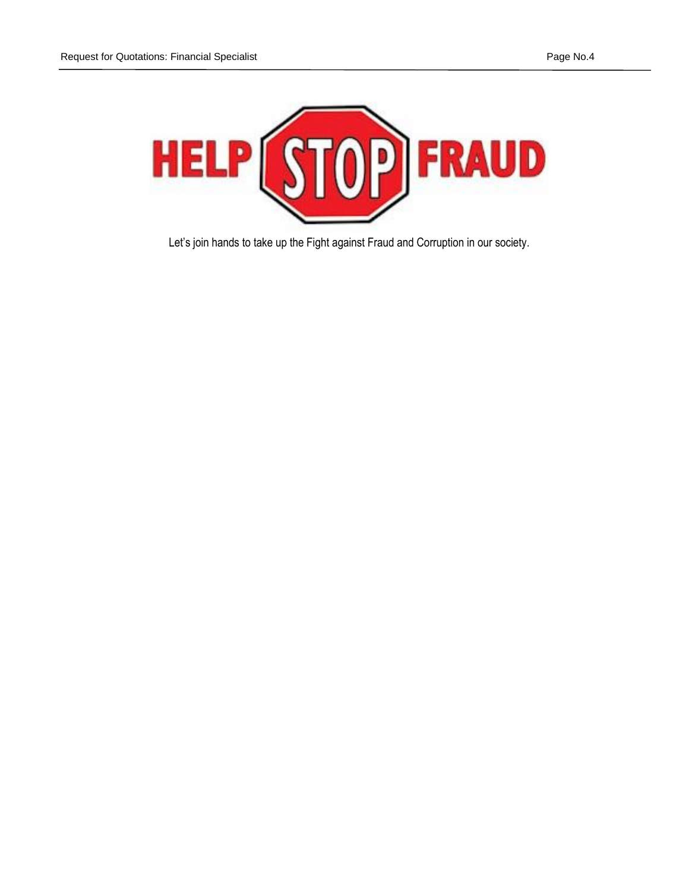HELP STOP FRAUD

Let's join hands to take up the Fight against Fraud and Corruption in our society.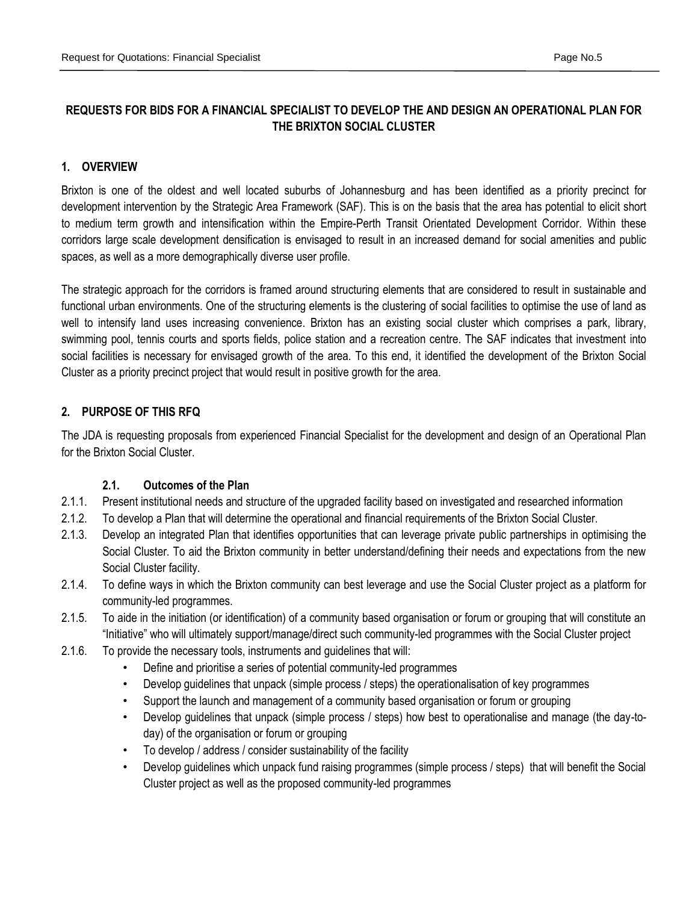## REQUESTS FOR BIDS FOR A FINANCIAL SPECIALIST TO DEVELOP THE AND DESIGN AN OPERATIONAL PLAN FOR THE BRIXTON SOCIAL CLUSTER

### 1. OVERVIEW

Brixton is one of the oldest and well located suburbs of Johannesburg and has been identified as a priority precinct for development intervention by the Strategic Area Framework (SAF). This is on the basis that the area has potential to elicit short to medium term growth and intensification within the Empire-Perth Transit Orientated Development Corridor. Within these corridors large scale development densification is envisaged to result in an increased demand for social amenities and public spaces, as well as a more demographically diverse user profile.

The strategic approach for the corridors is framed around structuring elements that are considered to result in sustainable and functional urban environments. One of the structuring elements is the clustering of social facilities to optimise the use of land as well to intensify land uses increasing convenience. Brixton has an existing social cluster which comprises a park, library, swimming pool, tennis courts and sports fields, police station and a recreation centre. The SAF indicates that investment into social facilities is necessary for envisaged growth of the area. To this end, it identified the development of the Brixton Social Cluster as a priority precinct project that would result in positive growth for the area.

### 2. PURPOSE OF THIS RFQ

The JDA is requesting proposals from experienced Financial Specialist for the development and design of an Operational Plan for the Brixton Social Cluster.

#### 2.1. Outcomes of the Plan

2.1.1. Present institutional needs and structure of the upgraded facility based on investigated and researched information

2.1.2. To develop a Plan that will determine the operational and financial requirements of the Brixton Social Cluster.

2.1.3. Develop an integrated Plan that identifies opportunities that can leverage private public partnerships in optimising the Social Cluster. To aid the Brixton community in better understand/defining their needs and expectations from the new Social Cluster facility.

2.1.4. To define ways in which the Brixton community can best leverage and use the Social Cluster project as a platform for community-led programmes.

2.1.5. To aide in the initiation (or identification) of a community based organisation or forum or grouping that will constitute an "Initiative" who will ultimately support/manage/direct such community-led programmes with the Social Cluster project

2.1.6. To provide the necessary tools, instruments and guidelines that will:

- Define and prioritise a series of potential community-led programmes
- Develop guidelines that unpack (simple process / steps) the operationalisation of key programmes
- Support the launch and management of a community based organisation or forum or grouping
- Develop guidelines that unpack (simple process / steps) how best to operationalise and manage (the day-to-day) of the organisation or forum or grouping
- To develop / address / consider sustainability of the facility
- Develop guidelines which unpack fund raising programmes (simple process / steps) that will benefit the Social Cluster project as well as the proposed community-led programmes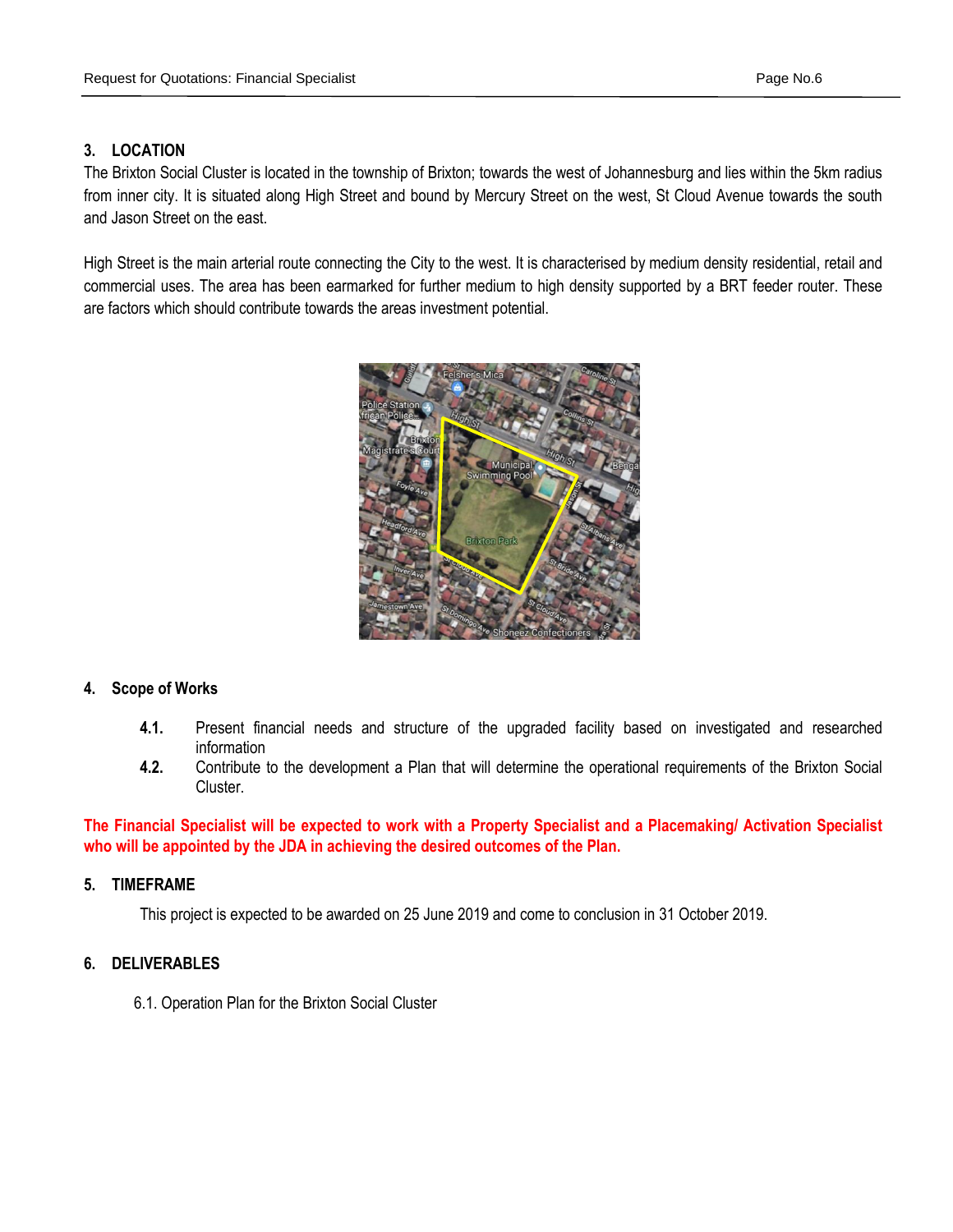### 3. LOCATION

The Brixton Social Cluster is located in the township of Brixton; towards the west of Johannesburg and lies within the 5km radius from inner city. It is situated along High Street and bound by Mercury Street on the west, St Cloud Avenue towards the south and Jason Street on the east.

High Street is the main arterial route connecting the City to the west. It is characterised by medium density residential, retail and commercial uses. The area has been earmarked for further medium to high density supported by a BRT feeder router. These are factors which should contribute towards the areas investment potential.

### 4. Scope of Works

**4.1.** Present financial needs and structure of the upgraded facility based on investigated and researched information

**4.2.** Contribute to the development a Plan that will determine the operational requirements of the Brixton Social Cluster.

**The Financial Specialist will be expected to work with a Property Specialist and a Placemaking/ Activation Specialist who will be appointed by the JDA in achieving the desired outcomes of the Plan.**

### 5. TIMEFRAME

This project is expected to be awarded on 25 June 2019 and come to conclusion in 31 October 2019.

### 6. DELIVERABLES

6.1. Operation Plan for the Brixton Social Cluster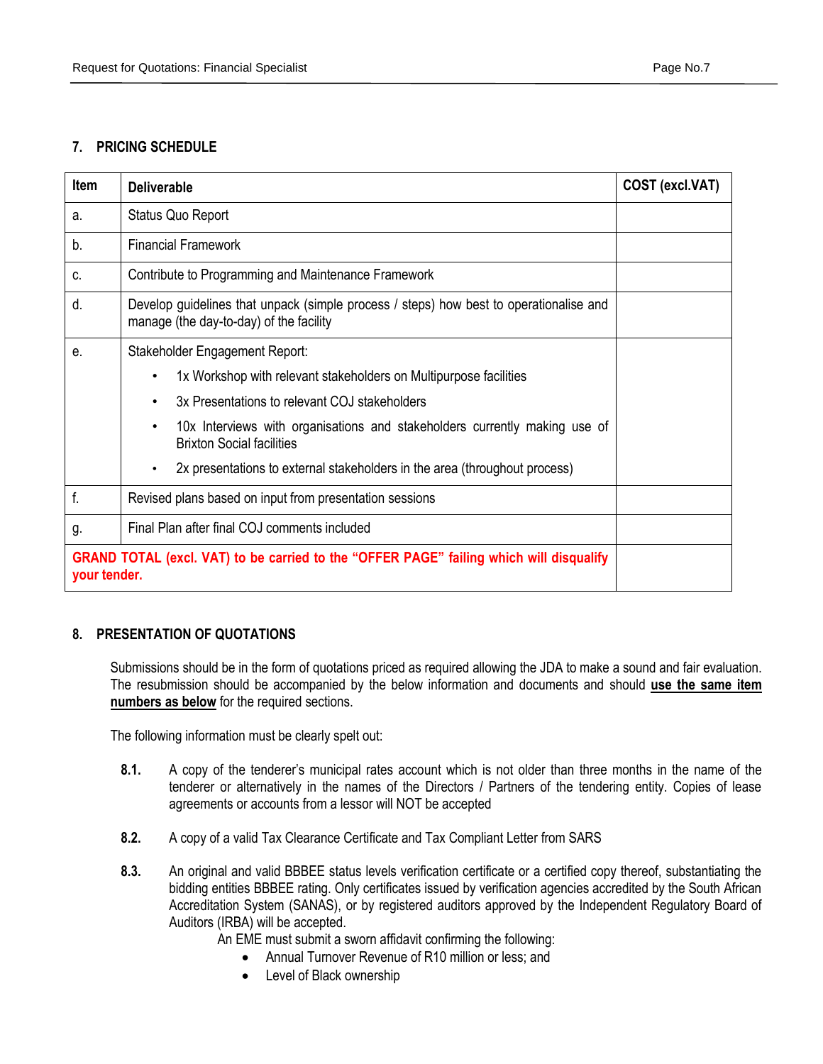## 7. PRICING SCHEDULE

| Item | Deliverable | COST (excl.VAT) |
|---|---|---|
| a. | Status Quo Report | |
| b. | Financial Framework | |
| c. | Contribute to Programming and Maintenance Framework | |
| d. | Develop guidelines that unpack (simple process / steps) how best to operationalise and manage (the day-to-day) of the facility | |
| e. | Stakeholder Engagement Report:<br>• 1x Workshop with relevant stakeholders on Multipurpose facilities<br>• 3x Presentations to relevant COJ stakeholders<br>• 10x Interviews with organisations and stakeholders currently making use of Brixton Social facilities<br>• 2x presentations to external stakeholders in the area (throughout process) | |
| f. | Revised plans based on input from presentation sessions | |
| g. | Final Plan after final COJ comments included | |
| **GRAND TOTAL (excl. VAT) to be carried to the "OFFER PAGE" failing which will disqualify your tender.** | | |

## 8. PRESENTATION OF QUOTATIONS

Submissions should be in the form of quotations priced as required allowing the JDA to make a sound and fair evaluation. The resubmission should be accompanied by the below information and documents and should **use the same item numbers as below** for the required sections.

The following information must be clearly spelt out:

**8.1.** A copy of the tenderer's municipal rates account which is not older than three months in the name of the tenderer or alternatively in the names of the Directors / Partners of the tendering entity. Copies of lease agreements or accounts from a lessor will NOT be accepted

**8.2.** A copy of a valid Tax Clearance Certificate and Tax Compliant Letter from SARS

**8.3.** An original and valid BBBEE status levels verification certificate or a certified copy thereof, substantiating the bidding entities BBBEE rating. Only certificates issued by verification agencies accredited by the South African Accreditation System (SANAS), or by registered auditors approved by the Independent Regulatory Board of Auditors (IRBA) will be accepted.

An EME must submit a sworn affidavit confirming the following:

- Annual Turnover Revenue of R10 million or less; and
- Level of Black ownership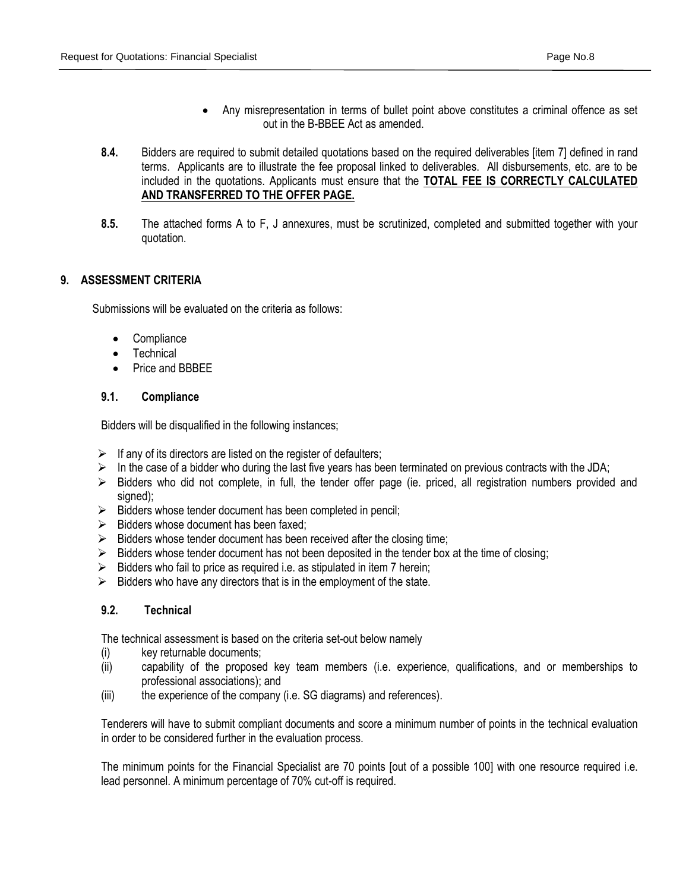- Any misrepresentation in terms of bullet point above constitutes a criminal offence as set out in the B-BBEE Act as amended.

**8.4.** Bidders are required to submit detailed quotations based on the required deliverables [item 7] defined in rand terms. Applicants are to illustrate the fee proposal linked to deliverables. All disbursements, etc. are to be included in the quotations. Applicants must ensure that the **TOTAL FEE IS CORRECTLY CALCULATED AND TRANSFERRED TO THE OFFER PAGE.**

**8.5.** The attached forms A to F, J annexures, must be scrutinized, completed and submitted together with your quotation.

## 9. ASSESSMENT CRITERIA

Submissions will be evaluated on the criteria as follows:

- Compliance
- Technical
- Price and BBBEE

### 9.1. Compliance

Bidders will be disqualified in the following instances;

- If any of its directors are listed on the register of defaulters;
- In the case of a bidder who during the last five years has been terminated on previous contracts with the JDA;
- Bidders who did not complete, in full, the tender offer page (ie. priced, all registration numbers provided and signed);
- Bidders whose tender document has been completed in pencil;
- Bidders whose document has been faxed;
- Bidders whose tender document has been received after the closing time;
- Bidders whose tender document has not been deposited in the tender box at the time of closing;
- Bidders who fail to price as required i.e. as stipulated in item 7 herein;
- Bidders who have any directors that is in the employment of the state.

### 9.2. Technical

The technical assessment is based on the criteria set-out below namely

(i) key returnable documents;

(ii) capability of the proposed key team members (i.e. experience, qualifications, and or memberships to professional associations); and

(iii) the experience of the company (i.e. SG diagrams) and references).

Tenderers will have to submit compliant documents and score a minimum number of points in the technical evaluation in order to be considered further in the evaluation process.

The minimum points for the Financial Specialist are 70 points [out of a possible 100] with one resource required i.e. lead personnel. A minimum percentage of 70% cut-off is required.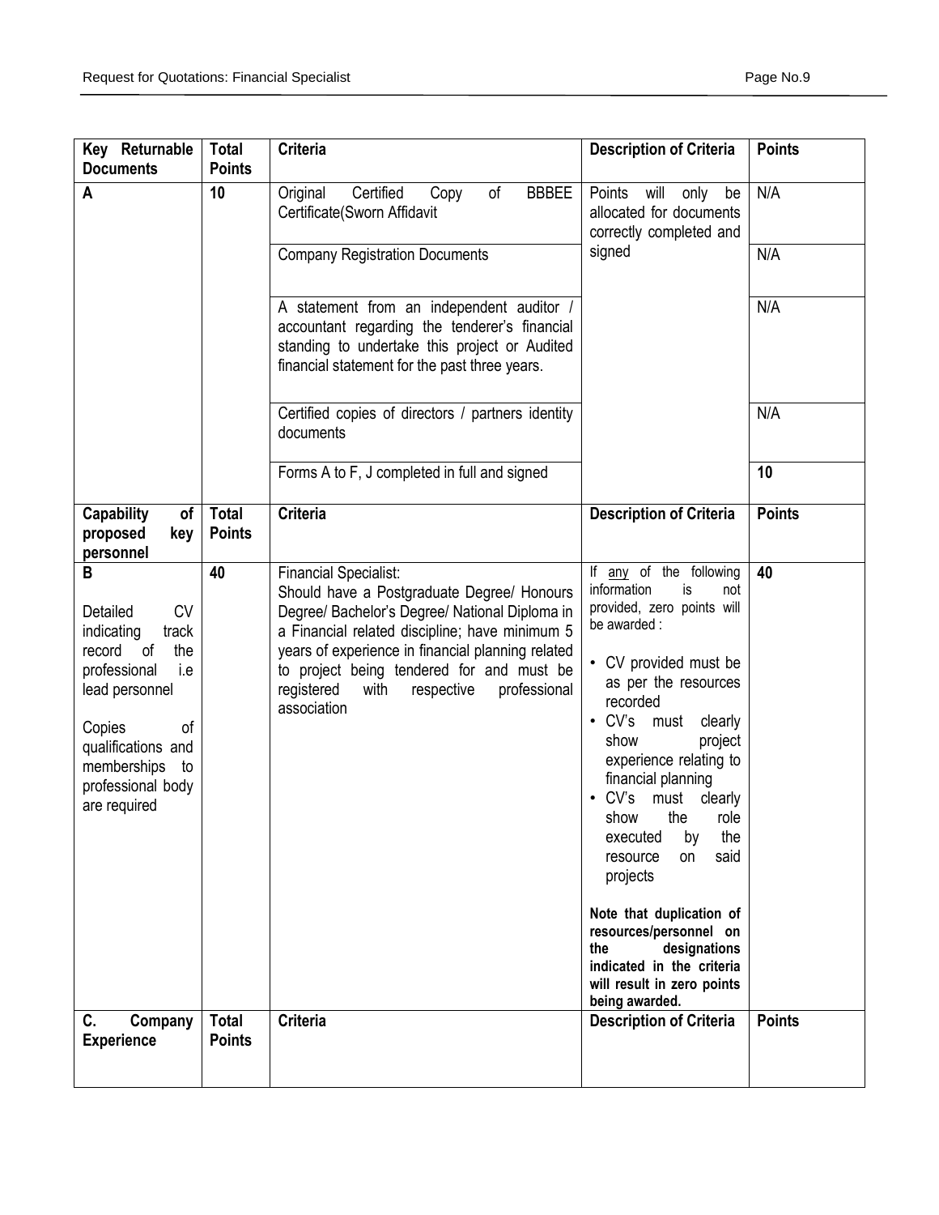| Key Returnable Documents | Total Points | Criteria | Description of Criteria | Points |
|---|---|---|---|---|
| **A** | **10** | Original Certified Copy of BBBEE Certificate(Sworn Affidavit | Points will only be allocated for documents correctly completed and signed | N/A |
| | | Company Registration Documents | | N/A |
| | | A statement from an independent auditor / accountant regarding the tenderer's financial standing to undertake this project or Audited financial statement for the past three years. | | N/A |
| | | Certified copies of directors / partners identity documents | | N/A |
| | | Forms A to F, J completed in full and signed | | **10** |
| **Capability of proposed key personnel** | **Total Points** | **Criteria** | **Description of Criteria** | **Points** |
| **B**<br><br>Detailed CV indicating track record of the professional i.e lead personnel<br><br>Copies of qualifications and memberships to professional body are required | **40** | Financial Specialist:<br>Should have a Postgraduate Degree/ Honours Degree/ Bachelor's Degree/ National Diploma in a Financial related discipline; have minimum 5 years of experience in financial planning related to project being tendered for and must be registered with respective professional association | If any of the following information is not provided, zero points will be awarded :<br><br>• CV provided must be as per the resources recorded<br>• CV's must clearly show project experience relating to financial planning<br>• CV's must clearly show the role executed by the resource on said projects<br><br>**Note that duplication of resources/personnel on the designations indicated in the criteria will result in zero points being awarded.** | **40** |
| **C. Company Experience** | **Total Points** | **Criteria** | **Description of Criteria** | **Points** |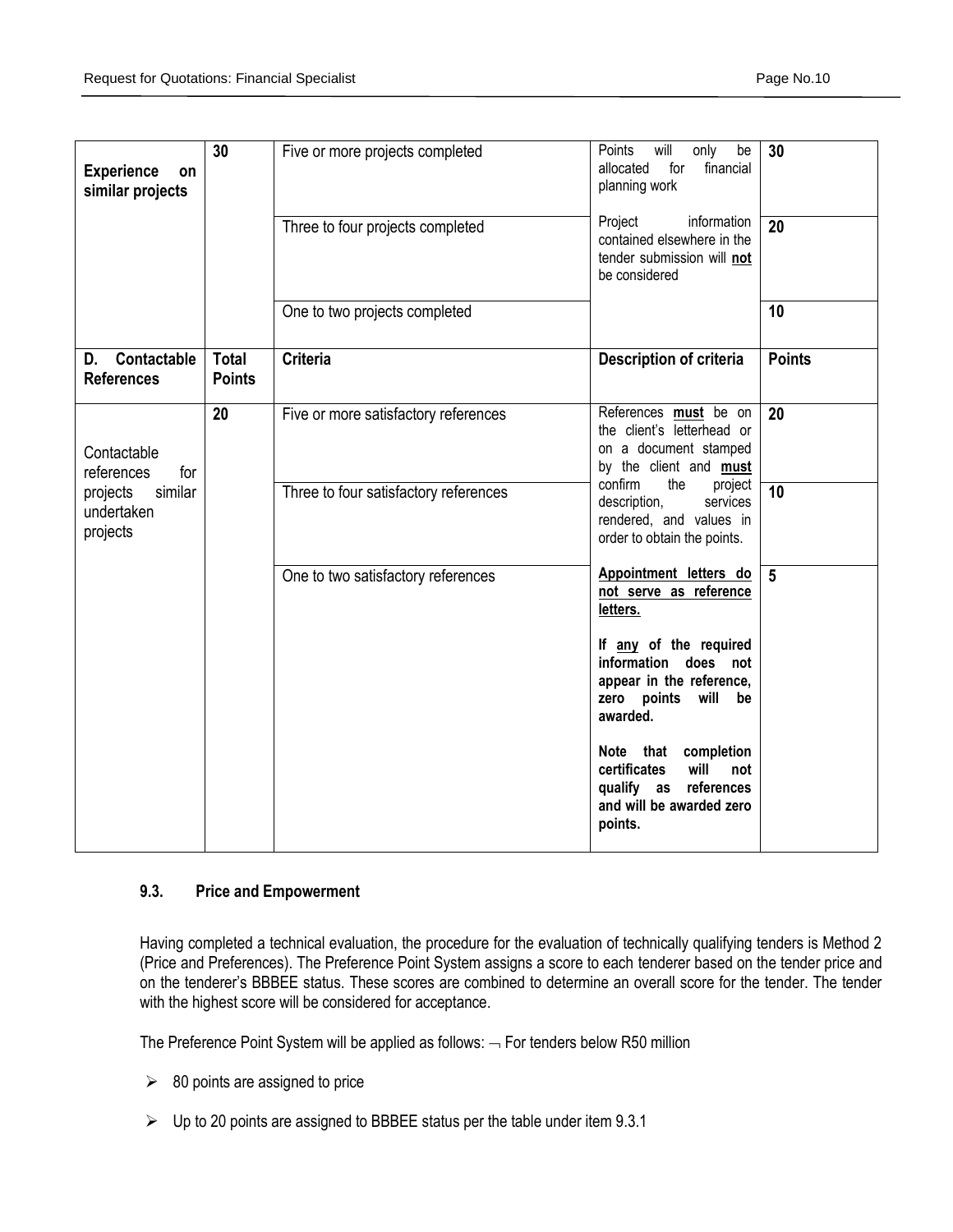| | | | | |
|---|---|---|---|---|
| **Experience on similar projects** | **30** | Five or more projects completed | Points will only be allocated for financial planning work | **30** |
| | | Three to four projects completed | Project information contained elsewhere in the tender submission will **not** be considered | **20** |
| | | One to two projects completed | | **10** |
| **D. Contactable References** | **Total Points** | **Criteria** | **Description of criteria** | **Points** |
| Contactable references for projects similar undertaken projects | **20** | Five or more satisfactory references | References **must** be on the client's letterhead or on a document stamped by the client and **must** confirm the project description, services rendered, and values in order to obtain the points. | **20** |
| | | Three to four satisfactory references | | **10** |
| | | One to two satisfactory references | **Appointment letters do not serve as reference letters.** **If any of the required information does not appear in the reference, zero points will be awarded.** **Note that completion certificates will not qualify as references and will be awarded zero points.** | **5** |

### 9.3. Price and Empowerment

Having completed a technical evaluation, the procedure for the evaluation of technically qualifying tenders is Method 2 (Price and Preferences). The Preference Point System assigns a score to each tenderer based on the tender price and on the tenderer's BBBEE status. These scores are combined to determine an overall score for the tender. The tender with the highest score will be considered for acceptance.

The Preference Point System will be applied as follows: ¬ For tenders below R50 million

- 80 points are assigned to price
- Up to 20 points are assigned to BBBEE status per the table under item 9.3.1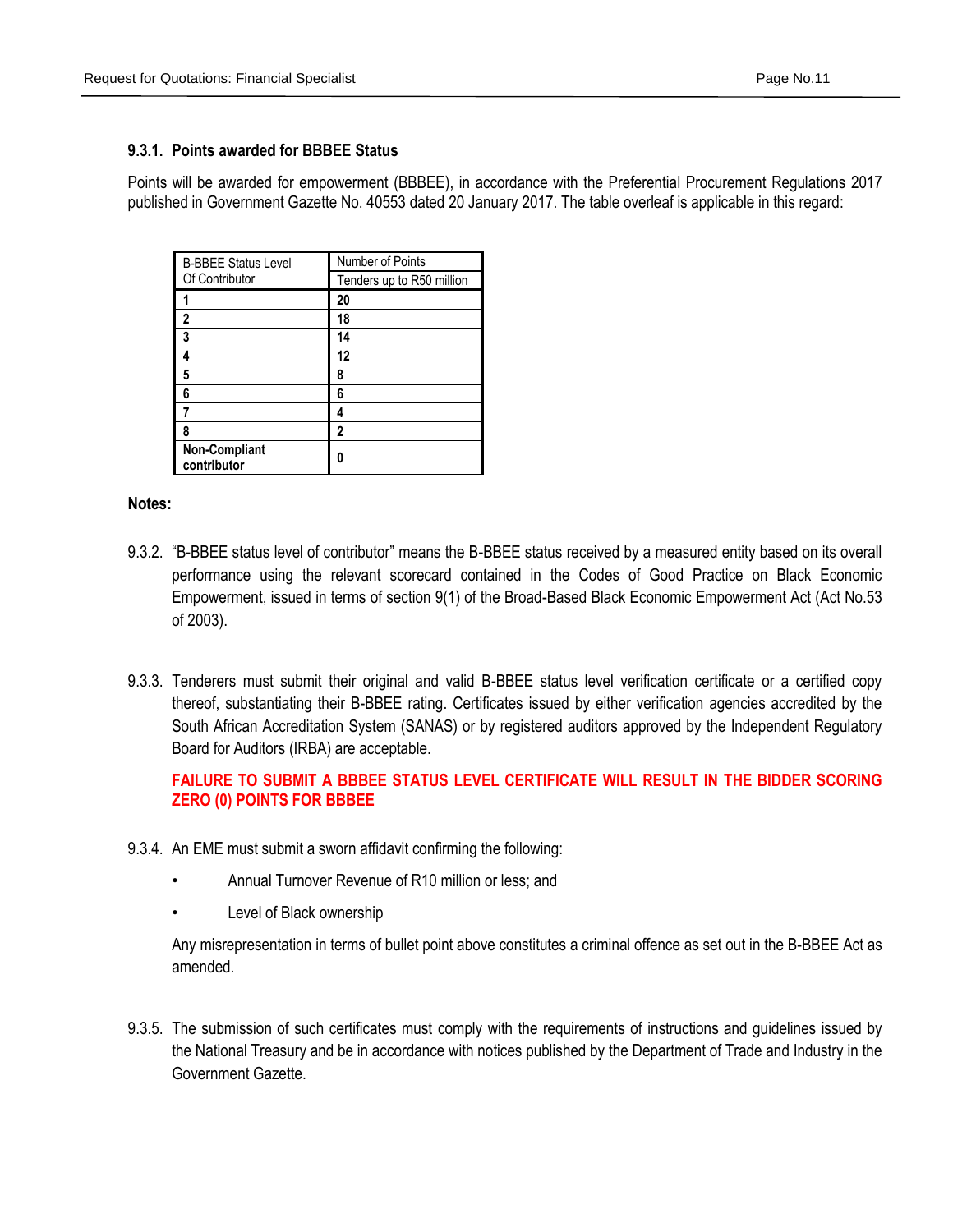### 9.3.1. Points awarded for BBBEE Status

Points will be awarded for empowerment (BBBEE), in accordance with the Preferential Procurement Regulations 2017 published in Government Gazette No. 40553 dated 20 January 2017. The table overleaf is applicable in this regard:

| B-BBEE Status Level Of Contributor | Number of Points |
| --- | --- |
| | Tenders up to R50 million |
| **1** | **20** |
| **2** | **18** |
| **3** | **14** |
| **4** | **12** |
| **5** | **8** |
| **6** | **6** |
| **7** | **4** |
| **8** | **2** |
| **Non-Compliant contributor** | **0** |

**Notes:**

9.3.2. "B-BBEE status level of contributor" means the B-BBEE status received by a measured entity based on its overall performance using the relevant scorecard contained in the Codes of Good Practice on Black Economic Empowerment, issued in terms of section 9(1) of the Broad-Based Black Economic Empowerment Act (Act No.53 of 2003).

9.3.3. Tenderers must submit their original and valid B-BBEE status level verification certificate or a certified copy thereof, substantiating their B-BBEE rating. Certificates issued by either verification agencies accredited by the South African Accreditation System (SANAS) or by registered auditors approved by the Independent Regulatory Board for Auditors (IRBA) are acceptable.

**FAILURE TO SUBMIT A BBBEE STATUS LEVEL CERTIFICATE WILL RESULT IN THE BIDDER SCORING ZERO (0) POINTS FOR BBBEE**

9.3.4. An EME must submit a sworn affidavit confirming the following:

- Annual Turnover Revenue of R10 million or less; and
- Level of Black ownership

Any misrepresentation in terms of bullet point above constitutes a criminal offence as set out in the B-BBEE Act as amended.

9.3.5. The submission of such certificates must comply with the requirements of instructions and guidelines issued by the National Treasury and be in accordance with notices published by the Department of Trade and Industry in the Government Gazette.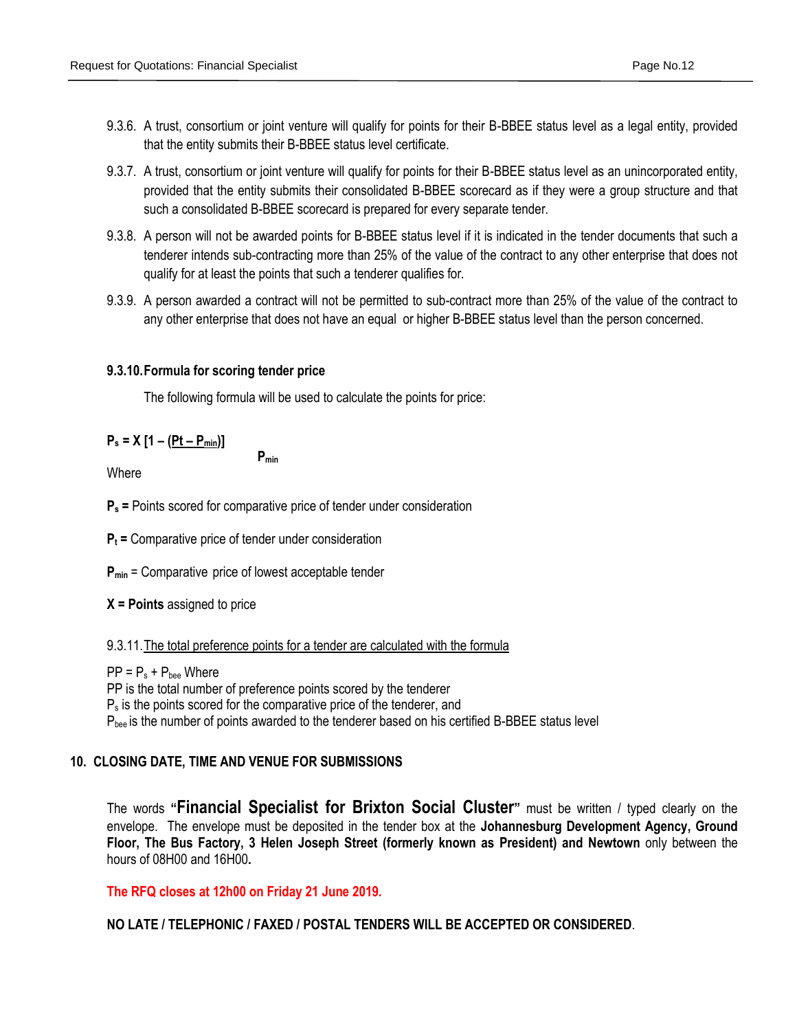9.3.6. A trust, consortium or joint venture will qualify for points for their B-BBEE status level as a legal entity, provided that the entity submits their B-BBEE status level certificate.

9.3.7. A trust, consortium or joint venture will qualify for points for their B-BBEE status level as an unincorporated entity, provided that the entity submits their consolidated B-BBEE scorecard as if they were a group structure and that such a consolidated B-BBEE scorecard is prepared for every separate tender.

9.3.8. A person will not be awarded points for B-BBEE status level if it is indicated in the tender documents that such a tenderer intends sub-contracting more than 25% of the value of the contract to any other enterprise that does not qualify for at least the points that such a tenderer qualifies for.

9.3.9. A person awarded a contract will not be permitted to sub-contract more than 25% of the value of the contract to any other enterprise that does not have an equal or higher B-BBEE status level than the person concerned.

**9.3.10. Formula for scoring tender price**

The following formula will be used to calculate the points for price:

$$P_s = X\left[1 - \frac{(Pt - P_{min})}{P_{min}}\right]$$

Where

**$P_s$ =** Points scored for comparative price of tender under consideration

**$P_t$ =** Comparative price of tender under consideration

**$P_{min}$** = Comparative price of lowest acceptable tender

**X = Points** assigned to price

9.3.11. The total preference points for a tender are calculated with the formula

$PP = P_s + P_{bee}$ Where
PP is the total number of preference points scored by the tenderer
$P_s$ is the points scored for the comparative price of the tenderer, and
$P_{bee}$ is the number of points awarded to the tenderer based on his certified B-BBEE status level

## 10. CLOSING DATE, TIME AND VENUE FOR SUBMISSIONS

The words **"Financial Specialist for Brixton Social Cluster"** must be written / typed clearly on the envelope. The envelope must be deposited in the tender box at the **Johannesburg Development Agency, Ground Floor, The Bus Factory, 3 Helen Joseph Street (formerly known as President) and Newtown** only between the hours of 08H00 and 16H00**.**

**The RFQ closes at 12h00 on Friday 21 June 2019.**

**NO LATE / TELEPHONIC / FAXED / POSTAL TENDERS WILL BE ACCEPTED OR CONSIDERED**.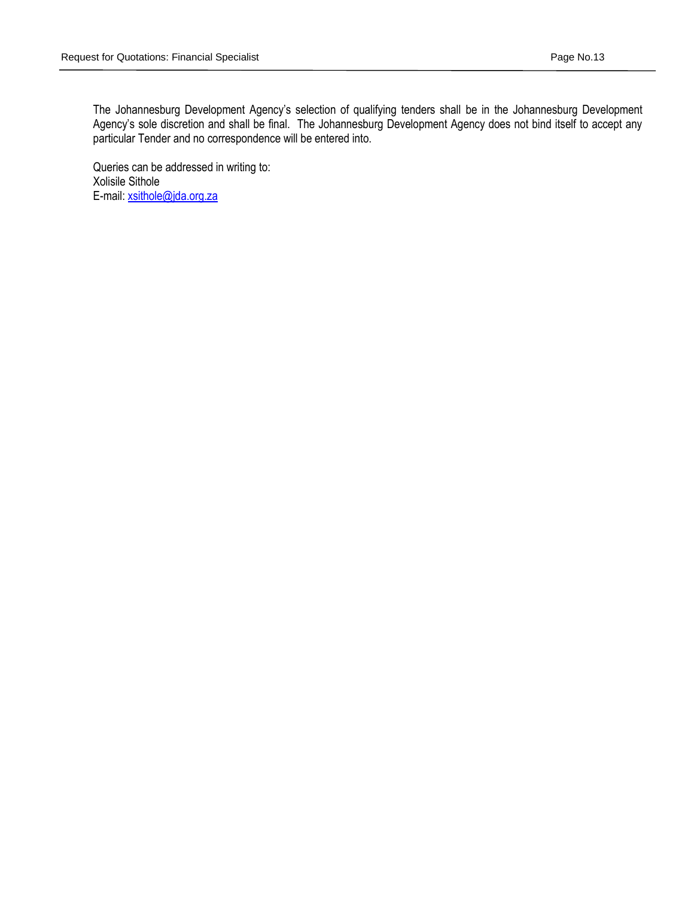The Johannesburg Development Agency's selection of qualifying tenders shall be in the Johannesburg Development Agency's sole discretion and shall be final. The Johannesburg Development Agency does not bind itself to accept any particular Tender and no correspondence will be entered into.

Queries can be addressed in writing to:
Xolisile Sithole
E-mail: xsithole@jda.org.za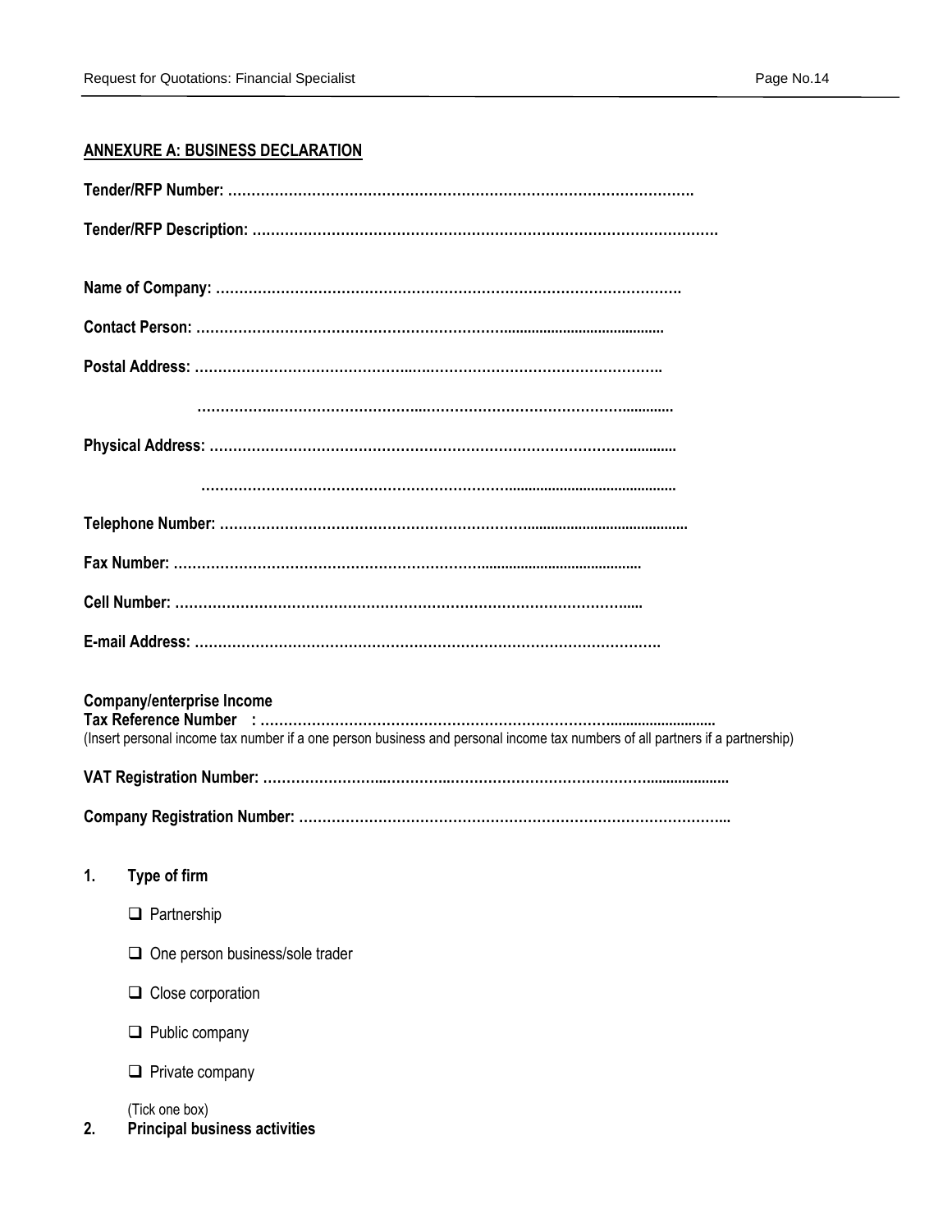## ANNEXURE A: BUSINESS DECLARATION

**Tender/RFP Number: ……………………………………………………………………………………….**

**Tender/RFP Description: ……………………………………………………………………………………….**

**Name of Company: ……………………………………………………………………………………….**

**Contact Person: ………………………………………………………………........................................**

**Postal Address: ……………………………………..……………………………………………….**

**……………..……………………………..………………………………………….............**

**Physical Address: ………………………………………………………………………………............**

**………………………………………………………………........................................**

**Telephone Number: ………………………………………………………………........................................**

**Fax Number: ………………………………………………………………........................................**

**Cell Number: ………………………………………………………………………………………......**

**E-mail Address: ……………………………………………………………………………………….**

**Company/enterprise Income**
**Tax Reference Number : …………………………………………………………………...........................**
(Insert personal income tax number if a one person business and personal income tax numbers of all partners if a partnership)

**VAT Registration Number: ………………….……………..……………………………………….....................**

**Company Registration Number: ………………………………………………………………………………...**

1. **Type of firm**

   - ☐ Partnership
   - ☐ One person business/sole trader
   - ☐ Close corporation
   - ☐ Public company
   - ☐ Private company

   (Tick one box)

2. **Principal business activities**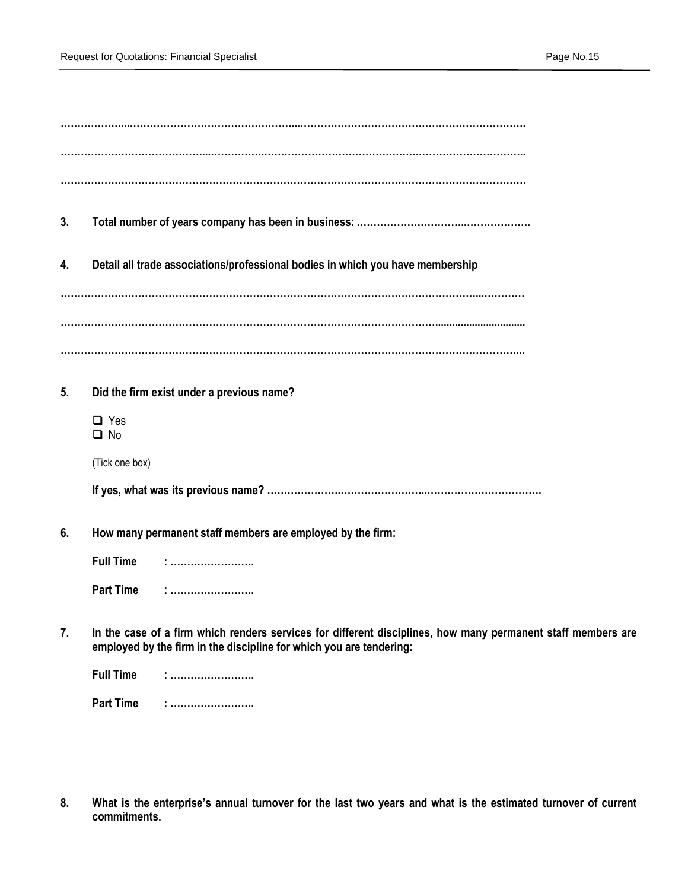……………….………………………………………..…………………………………………………………

……………………………………..……………………………………………………….…………………………..

……………………………………………………………………………………………………………………………

**3. Total number of years company has been in business: ..………………………….……………….**

**4. Detail all trade associations/professional bodies in which you have membership**

…………………………………………………………………………………………………………...…………

……………………………………………………………………………………………………..............................

……………………………………………………………………………………………………………………...

**5. Did the firm exist under a previous name?**

❑ Yes
❑ No

(Tick one box)

**If yes, what was its previous name? ………………….………………………..…………………………….**

**6. How many permanent staff members are employed by the firm:**

**Full Time : …………………….**

**Part Time : …………………….**

**7. In the case of a firm which renders services for different disciplines, how many permanent staff members are employed by the firm in the discipline for which you are tendering:**

**Full Time : …………………….**

**Part Time : …………………….**

**8. What is the enterprise's annual turnover for the last two years and what is the estimated turnover of current commitments.**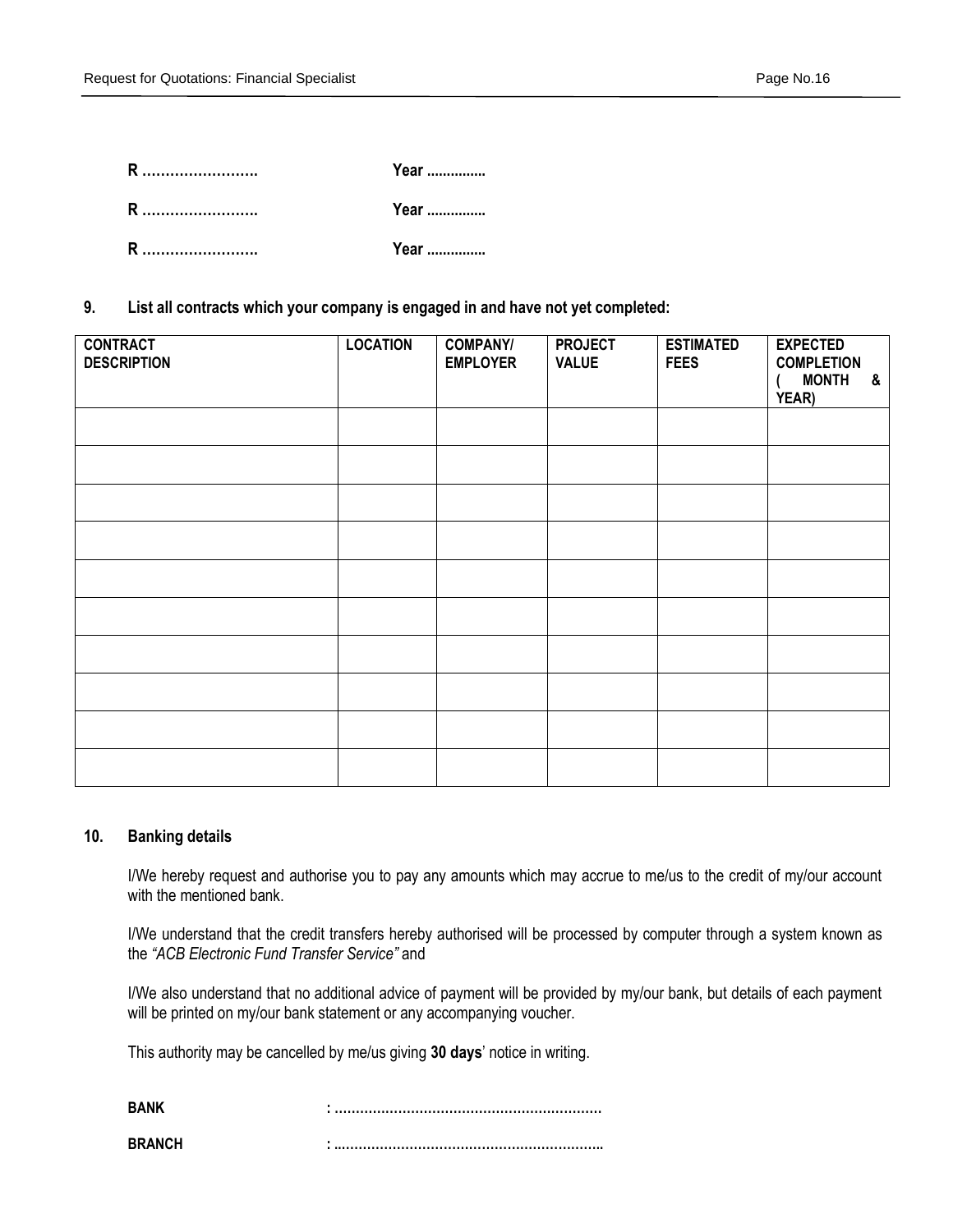**R ……………………..** **Year ...............**

**R ……………………..** **Year ...............**

**R ……………………..** **Year ...............**

**9. List all contracts which your company is engaged in and have not yet completed:**

| CONTRACT DESCRIPTION | LOCATION | COMPANY/ EMPLOYER | PROJECT VALUE | ESTIMATED FEES | EXPECTED COMPLETION ( MONTH & YEAR) |
|---|---|---|---|---|---|
| | | | | | |
| | | | | | |
| | | | | | |
| | | | | | |
| | | | | | |
| | | | | | |
| | | | | | |
| | | | | | |
| | | | | | |
| | | | | | |

**10. Banking details**

I/We hereby request and authorise you to pay any amounts which may accrue to me/us to the credit of my/our account with the mentioned bank.

I/We understand that the credit transfers hereby authorised will be processed by computer through a system known as the *"ACB Electronic Fund Transfer Service"* and

I/We also understand that no additional advice of payment will be provided by my/our bank, but details of each payment will be printed on my/our bank statement or any accompanying voucher.

This authority may be cancelled by me/us giving **30 days**' notice in writing.

**BANK** **: ……………………………………………………….**

**BRANCH** **: ………………………………………………………..**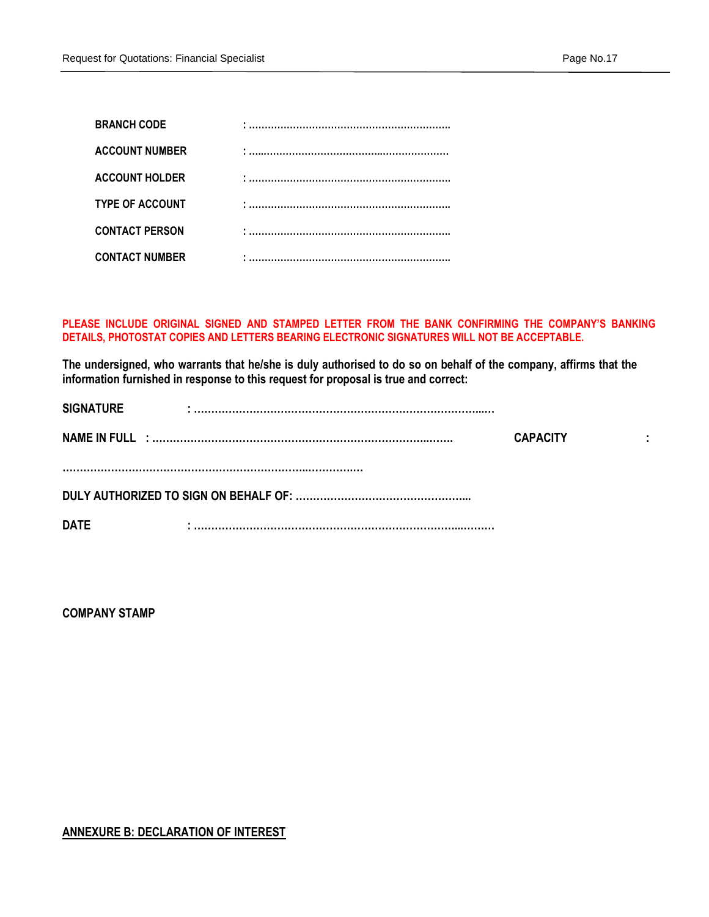**BRANCH CODE** : ……………………………………………………….

**ACCOUNT NUMBER** : ………………………………………………………

**ACCOUNT HOLDER** : ……………………………………………………….

**TYPE OF ACCOUNT** : ……………………………………………………….

**CONTACT PERSON** : ……………………………………………………….

**CONTACT NUMBER** : ……………………………………………………….

**PLEASE INCLUDE ORIGINAL SIGNED AND STAMPED LETTER FROM THE BANK CONFIRMING THE COMPANY'S BANKING DETAILS, PHOTOSTAT COPIES AND LETTERS BEARING ELECTRONIC SIGNATURES WILL NOT BE ACCEPTABLE.**

**The undersigned, who warrants that he/she is duly authorised to do so on behalf of the company, affirms that the information furnished in response to this request for proposal is true and correct:**

**SIGNATURE** : …………………………………………………………………………..….

**NAME IN FULL** : ……………………………………………………………………..…….   **CAPACITY** :

……………………………………………………………..……………..

**DULY AUTHORIZED TO SIGN ON BEHALF OF:** …………………………………………...

**DATE** : ……………………………………………………………………...……….

**COMPANY STAMP**

## ANNEXURE B: DECLARATION OF INTEREST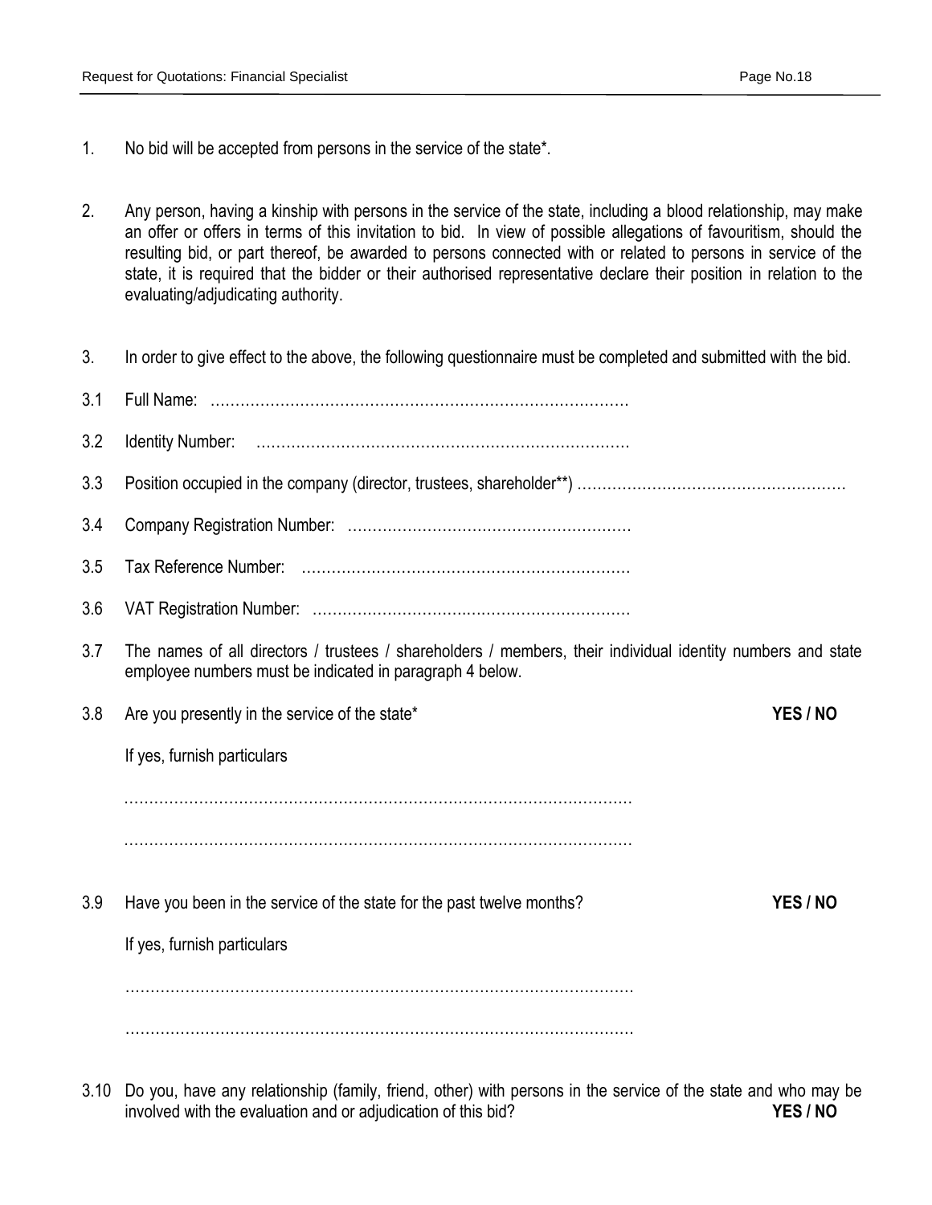1. No bid will be accepted from persons in the service of the state*.

2. Any person, having a kinship with persons in the service of the state, including a blood relationship, may make an offer or offers in terms of this invitation to bid. In view of possible allegations of favouritism, should the resulting bid, or part thereof, be awarded to persons connected with or related to persons in service of the state, it is required that the bidder or their authorised representative declare their position in relation to the evaluating/adjudicating authority.

3. In order to give effect to the above, the following questionnaire must be completed and submitted with the bid.

3.1 Full Name: …………………………………………………………………………

3.2 Identity Number: ………………………………………………………………….

3.3 Position occupied in the company (director, trustees, shareholder**) ………………………………………………

3.4 Company Registration Number: …………………………………………………

3.5 Tax Reference Number: …………………………………………………………

3.6 VAT Registration Number: ………………………………………………………

3.7 The names of all directors / trustees / shareholders / members, their individual identity numbers and state employee numbers must be indicated in paragraph 4 below.

3.8 Are you presently in the service of the state* **YES / NO**

If yes, furnish particulars

…………………………………………………………………………………………

…………………………………………………………………………………………

3.9 Have you been in the service of the state for the past twelve months? **YES / NO**

If yes, furnish particulars

…………………………………………………………………………………………

…………………………………………………………………………………………

3.10 Do you, have any relationship (family, friend, other) with persons in the service of the state and who may be involved with the evaluation and or adjudication of this bid? **YES / NO**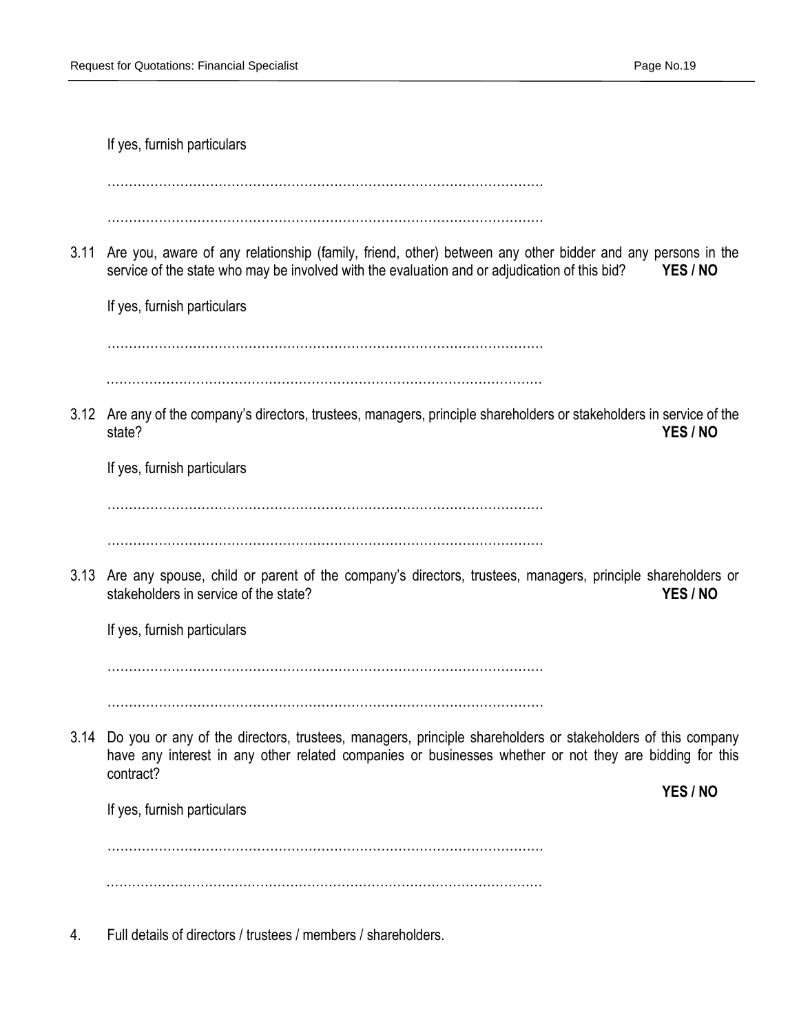If yes, furnish particulars

…………………………………………………………………………………………

…………………………………………………………………………………………

3.11 Are you, aware of any relationship (family, friend, other) between any other bidder and any persons in the service of the state who may be involved with the evaluation and or adjudication of this bid? **YES / NO**

If yes, furnish particulars

…………………………………………………………………………………………

…………………………………………………………………………………………

3.12 Are any of the company's directors, trustees, managers, principle shareholders or stakeholders in service of the state? **YES / NO**

If yes, furnish particulars

…………………………………………………………………………………………

…………………………………………………………………………………………

3.13 Are any spouse, child or parent of the company's directors, trustees, managers, principle shareholders or stakeholders in service of the state? **YES / NO**

If yes, furnish particulars

…………………………………………………………………………………………

…………………………………………………………………………………………

3.14 Do you or any of the directors, trustees, managers, principle shareholders or stakeholders of this company have any interest in any other related companies or businesses whether or not they are bidding for this contract?

**YES / NO**

If yes, furnish particulars

…………………………………………………………………………………………

…………………………………………………………………………………………

4. Full details of directors / trustees / members / shareholders.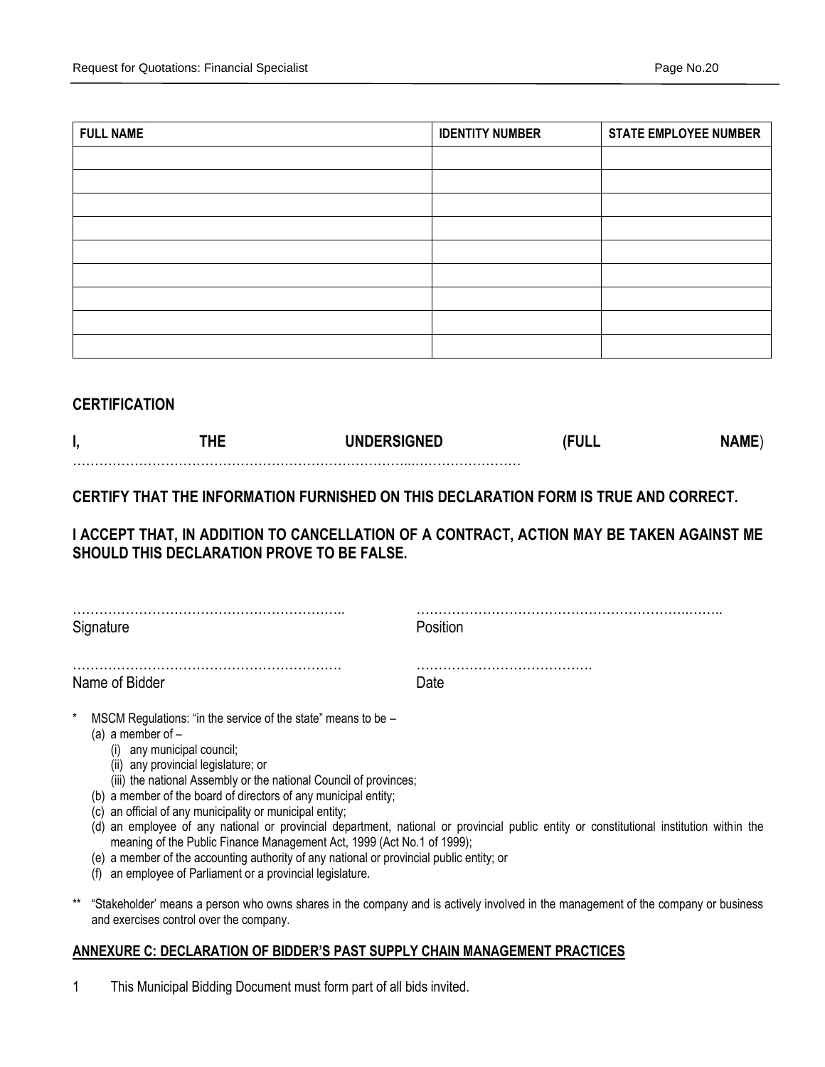| FULL NAME | IDENTITY NUMBER | STATE EMPLOYEE NUMBER |
|---|---|---|
| | | |
| | | |
| | | |
| | | |
| | | |
| | | |
| | | |
| | | |
| | | |

## CERTIFICATION

**I, THE UNDERSIGNED (FULL NAME)** ……………………………………………………………………...……………………

**CERTIFY THAT THE INFORMATION FURNISHED ON THIS DECLARATION FORM IS TRUE AND CORRECT.**

**I ACCEPT THAT, IN ADDITION TO CANCELLATION OF A CONTRACT, ACTION MAY BE TAKEN AGAINST ME SHOULD THIS DECLARATION PROVE TO BE FALSE.**

……………………………………………………..
Signature

…………………………………………………….……..
Position

…………………………………………………….
Name of Bidder

………………………………….
Date

\* MSCM Regulations: "in the service of the state" means to be –
- (a) a member of –
  - (i) any municipal council;
  - (ii) any provincial legislature; or
  - (iii) the national Assembly or the national Council of provinces;
- (b) a member of the board of directors of any municipal entity;
- (c) an official of any municipality or municipal entity;
- (d) an employee of any national or provincial department, national or provincial public entity or constitutional institution within the meaning of the Public Finance Management Act, 1999 (Act No.1 of 1999);
- (e) a member of the accounting authority of any national or provincial public entity; or
- (f) an employee of Parliament or a provincial legislature.

\*\* "Stakeholder' means a person who owns shares in the company and is actively involved in the management of the company or business and exercises control over the company.

## ANNEXURE C: DECLARATION OF BIDDER'S PAST SUPPLY CHAIN MANAGEMENT PRACTICES

1 This Municipal Bidding Document must form part of all bids invited.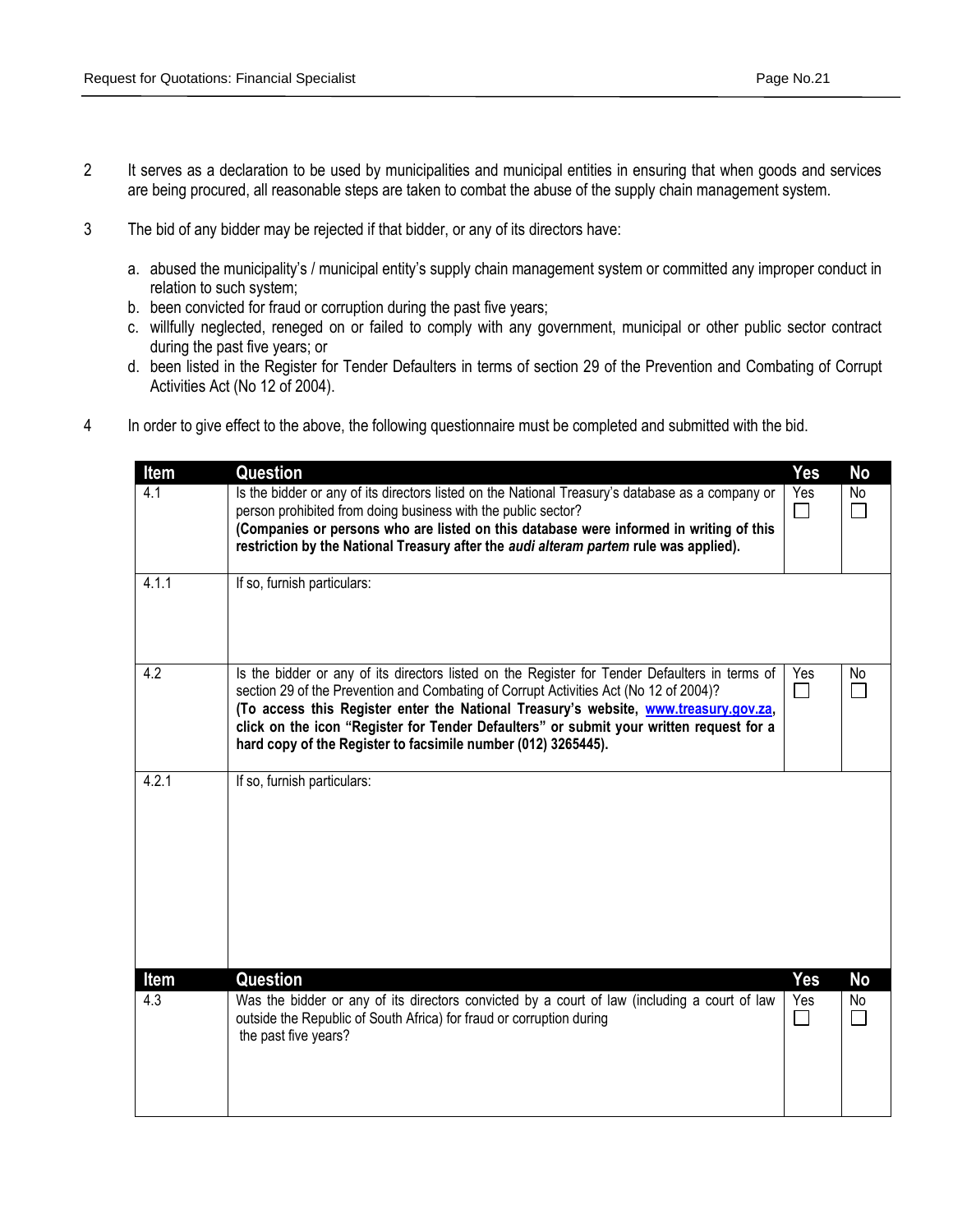2 It serves as a declaration to be used by municipalities and municipal entities in ensuring that when goods and services are being procured, all reasonable steps are taken to combat the abuse of the supply chain management system.

3 The bid of any bidder may be rejected if that bidder, or any of its directors have:

a. abused the municipality's / municipal entity's supply chain management system or committed any improper conduct in relation to such system;
b. been convicted for fraud or corruption during the past five years;
c. willfully neglected, reneged on or failed to comply with any government, municipal or other public sector contract during the past five years; or
d. been listed in the Register for Tender Defaulters in terms of section 29 of the Prevention and Combating of Corrupt Activities Act (No 12 of 2004).

4 In order to give effect to the above, the following questionnaire must be completed and submitted with the bid.

| Item | Question | Yes | No |
|---|---|---|---|
| 4.1 | Is the bidder or any of its directors listed on the National Treasury's database as a company or person prohibited from doing business with the public sector? **(Companies or persons who are listed on this database were informed in writing of this restriction by the National Treasury after the *audi alteram partem* rule was applied).** | Yes ☐ | No ☐ |
| 4.1.1 | If so, furnish particulars: | | |
| 4.2 | Is the bidder or any of its directors listed on the Register for Tender Defaulters in terms of section 29 of the Prevention and Combating of Corrupt Activities Act (No 12 of 2004)? **(To access this Register enter the National Treasury's website, www.treasury.gov.za, click on the icon "Register for Tender Defaulters" or submit your written request for a hard copy of the Register to facsimile number (012) 3265445).** | Yes ☐ | No ☐ |
| 4.2.1 | If so, furnish particulars: | | |
| **Item** | **Question** | **Yes** | **No** |
| 4.3 | Was the bidder or any of its directors convicted by a court of law (including a court of law outside the Republic of South Africa) for fraud or corruption during the past five years? | Yes ☐ | No ☐ |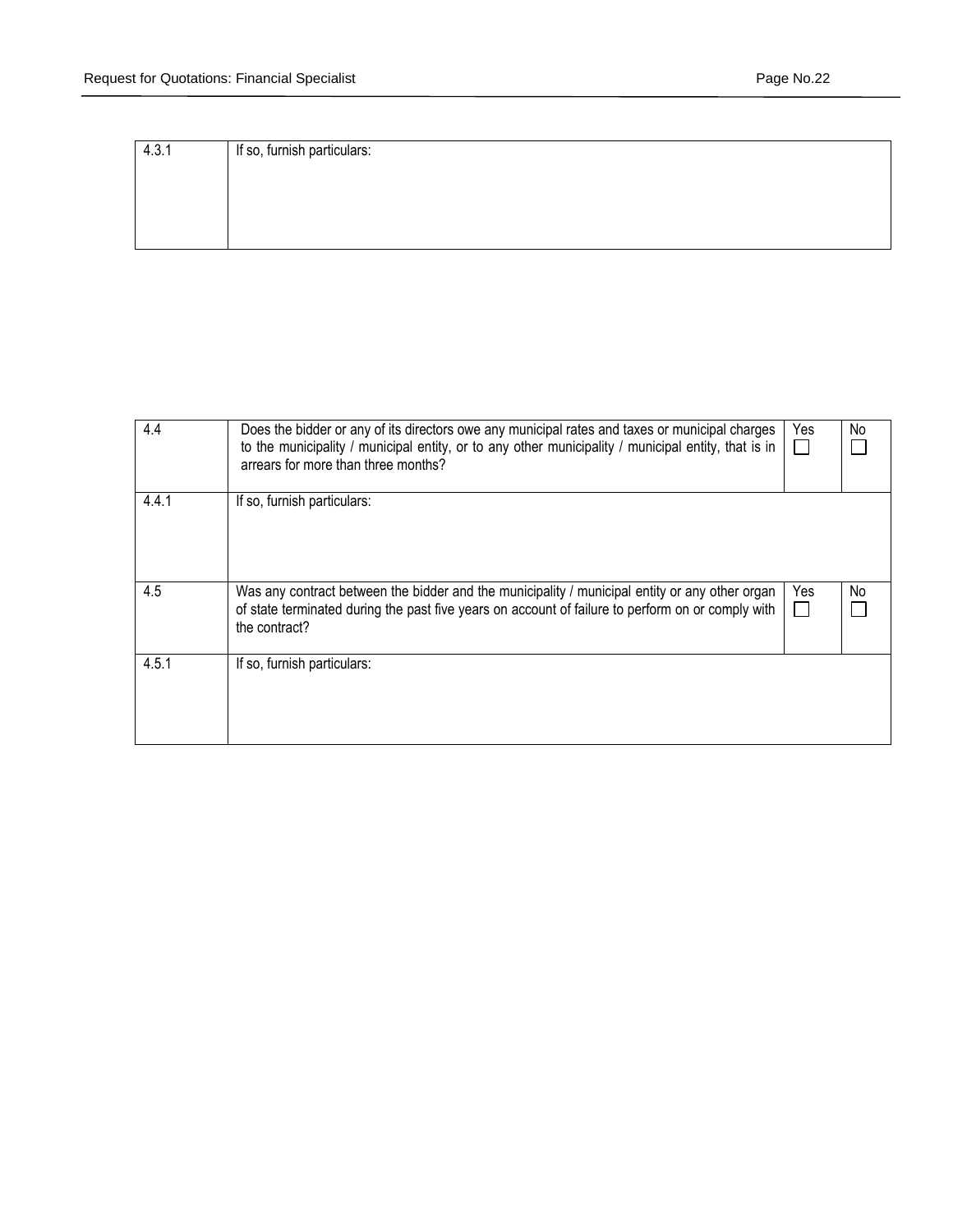| 4.3.1 | If so, furnish particulars: | | |
|---|---|---|---|

| 4.4 | Does the bidder or any of its directors owe any municipal rates and taxes or municipal charges to the municipality / municipal entity, or to any other municipality / municipal entity, that is in arrears for more than three months? | Yes ☐ | No ☐ |
|---|---|---|---|
| 4.4.1 | If so, furnish particulars: | | |
| 4.5 | Was any contract between the bidder and the municipality / municipal entity or any other organ of state terminated during the past five years on account of failure to perform on or comply with the contract? | Yes ☐ | No ☐ |
| 4.5.1 | If so, furnish particulars: | | |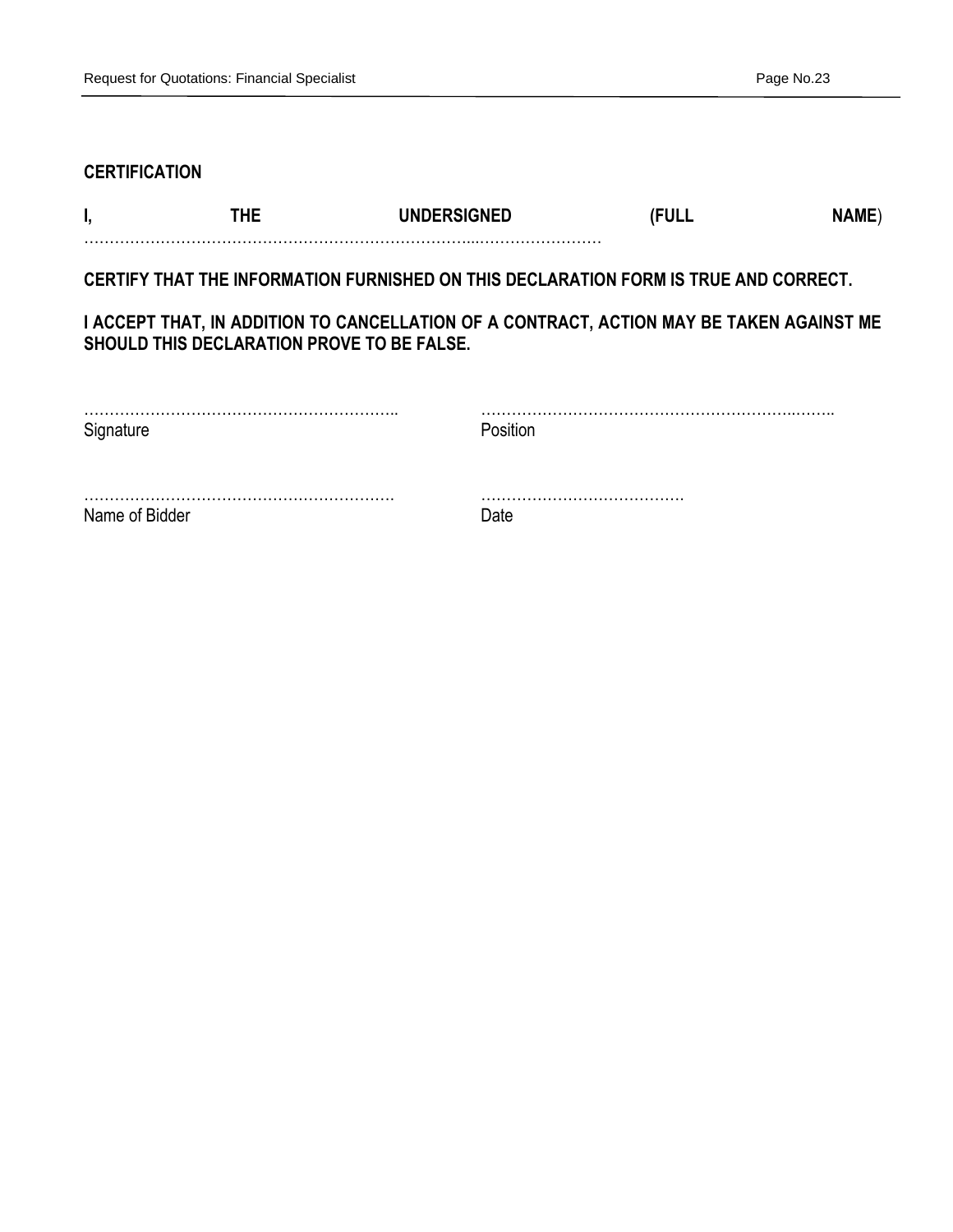## CERTIFICATION

**I, THE UNDERSIGNED (FULL NAME**) ………………………………………………………………...……………………

**CERTIFY THAT THE INFORMATION FURNISHED ON THIS DECLARATION FORM IS TRUE AND CORRECT.**

**I ACCEPT THAT, IN ADDITION TO CANCELLATION OF A CONTRACT, ACTION MAY BE TAKEN AGAINST ME SHOULD THIS DECLARATION PROVE TO BE FALSE.**

……………………………………………………..
Signature

…………………………………………………….……..
Position

…………………………………………………….
Name of Bidder

…………………………………
Date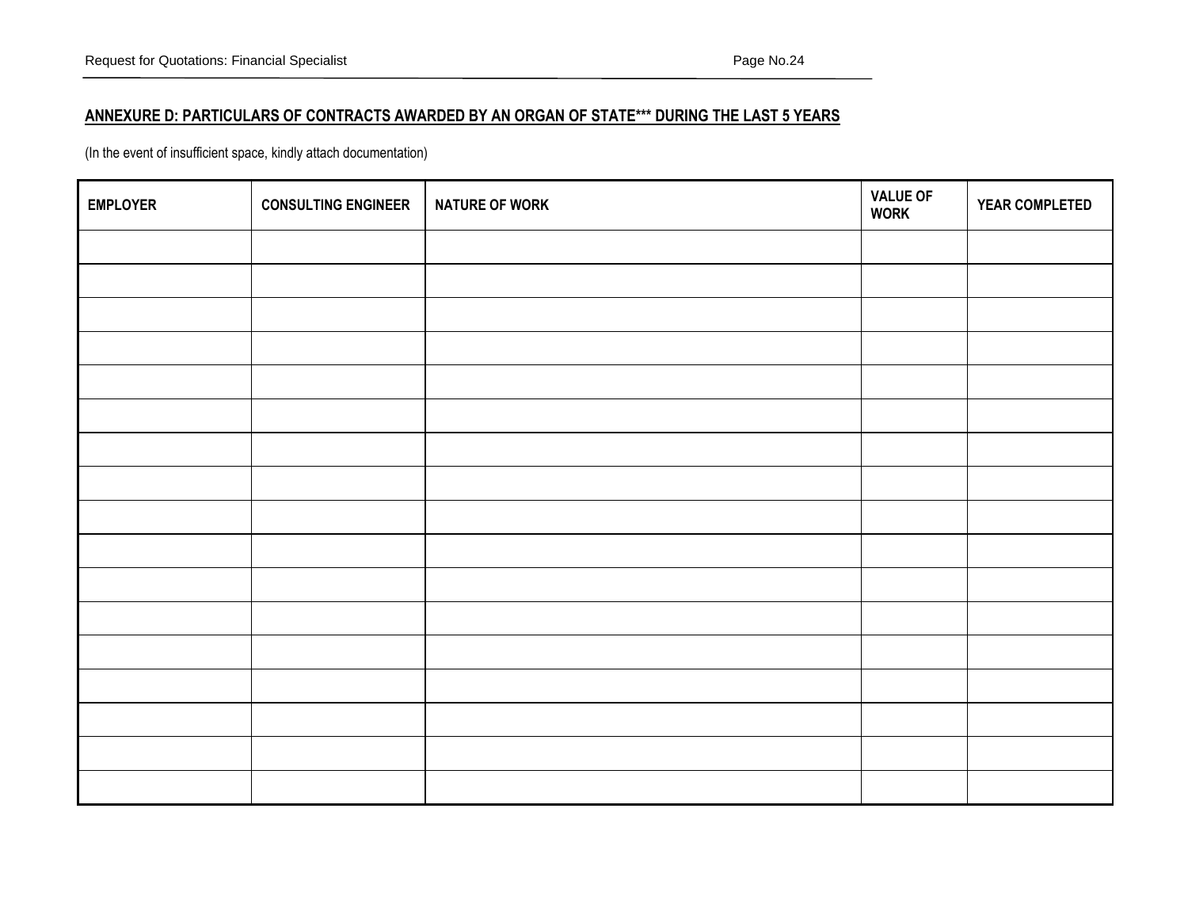## ANNEXURE D: PARTICULARS OF CONTRACTS AWARDED BY AN ORGAN OF STATE*** DURING THE LAST 5 YEARS

(In the event of insufficient space, kindly attach documentation)

| EMPLOYER | CONSULTING ENGINEER | NATURE OF WORK | VALUE OF WORK | YEAR COMPLETED |
|---|---|---|---|---|
| | | | | |
| | | | | |
| | | | | |
| | | | | |
| | | | | |
| | | | | |
| | | | | |
| | | | | |
| | | | | |
| | | | | |
| | | | | |
| | | | | |
| | | | | |
| | | | | |
| | | | | |
| | | | | |
| | | | | |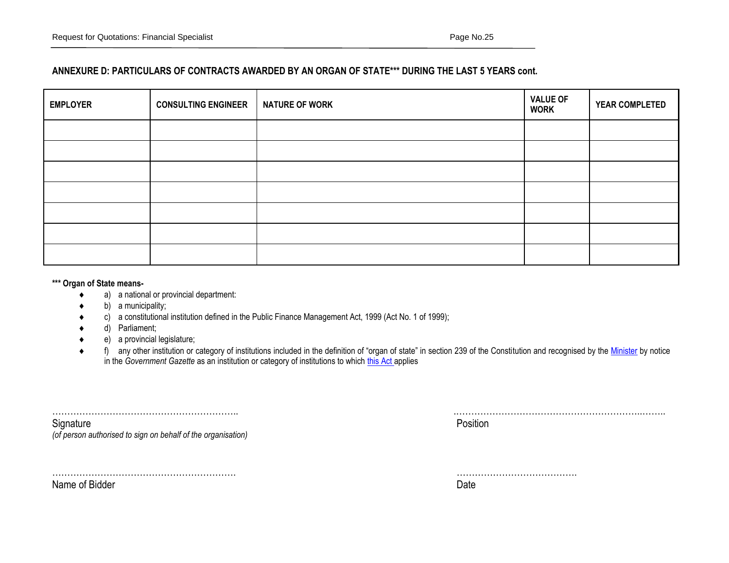## ANNEXURE D: PARTICULARS OF CONTRACTS AWARDED BY AN ORGAN OF STATE*** DURING THE LAST 5 YEARS cont.

| EMPLOYER | CONSULTING ENGINEER | NATURE OF WORK | VALUE OF WORK | YEAR COMPLETED |
|---|---|---|---|---|
| | | | | |
| | | | | |
| | | | | |
| | | | | |
| | | | | |
| | | | | |
| | | | | |

**\*** Organ of State means-**

- a) a national or provincial department:
- b) a municipality;
- c) a constitutional institution defined in the Public Finance Management Act, 1999 (Act No. 1 of 1999);
- d) Parliament;
- e) a provincial legislature;
- f) any other institution or category of institutions included in the definition of "organ of state" in section 239 of the Constitution and recognised by the Minister by notice in the *Government Gazette* as an institution or category of institutions to which this Act applies

…………………………………………………….. 
Signature 
*(of person authorised to sign on behalf of the organisation)*

………………………………………………………….. 
Position

……………………………………………………. 
Name of Bidder

…………………………………. 
Date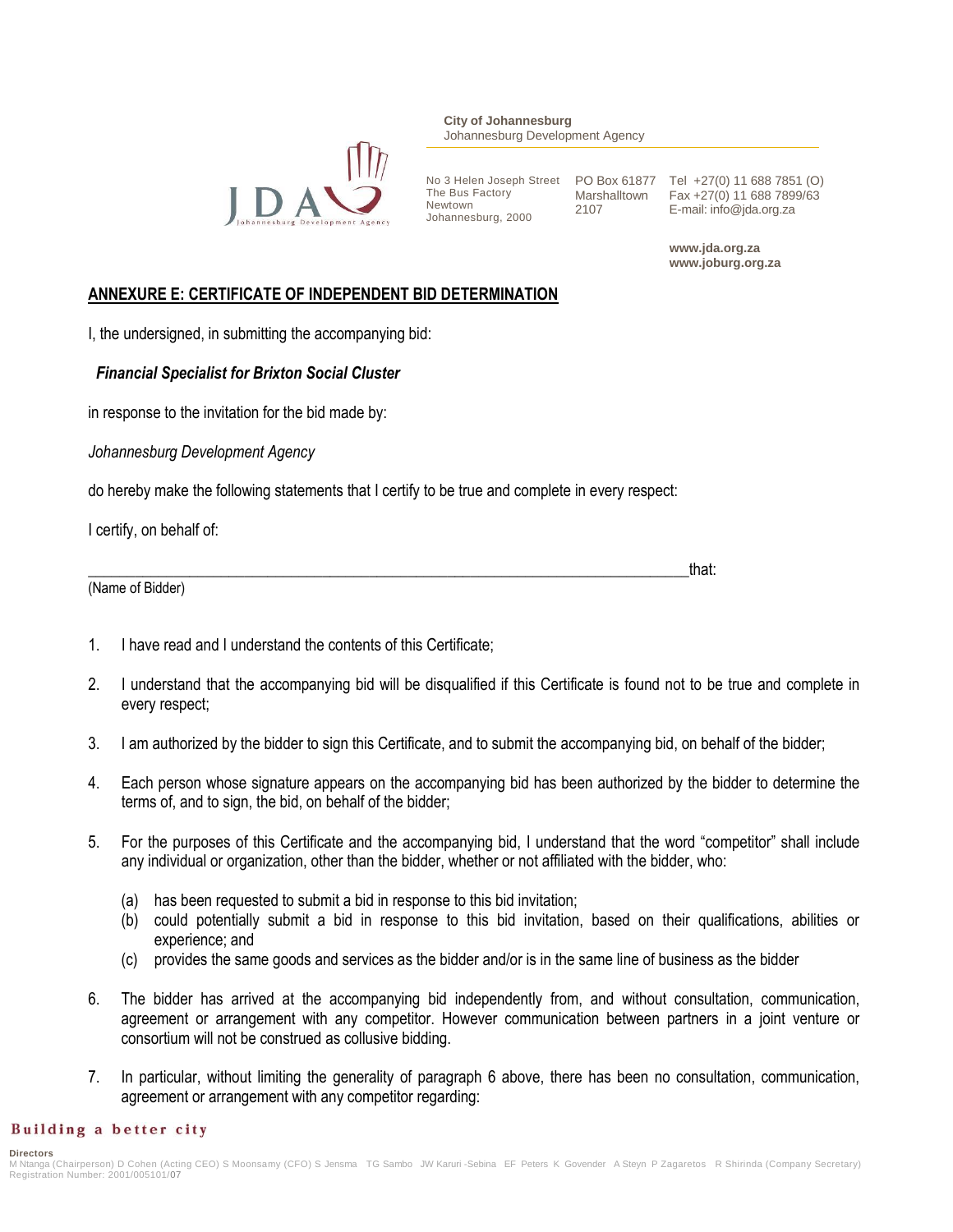## ANNEXURE E: CERTIFICATE OF INDEPENDENT BID DETERMINATION

I, the undersigned, in submitting the accompanying bid:

***Financial Specialist for Brixton Social Cluster***

in response to the invitation for the bid made by:

*Johannesburg Development Agency*

do hereby make the following statements that I certify to be true and complete in every respect:

I certify, on behail of:

__________________________________________________________________________that:
(Name of Bidder)

1. I have read and I understand the contents of this Certificate;
2. I understand that the accompanying bid will be disqualified if this Certificate is found not to be true and complete in every respect;
3. I am authorized by the bidder to sign this Certificate, and to submit the accompanying bid, on behalf of the bidder;
4. Each person whose signature appears on the accompanying bid has been authorized by the bidder to determine the terms of, and to sign, the bid, on behalf of the bidder;
5. For the purposes of this Certificate and the accompanying bid, I understand that the word "competitor" shall include any individual or organization, other than the bidder, whether or not affiliated with the bidder, who:
   (a) has been requested to submit a bid in response to this bid invitation;
   (b) could potentially submit a bid in response to this bid invitation, based on their qualifications, abilities or experience; and
   (c) provides the same goods and services as the bidder and/or is in the same line of business as the bidder
6. The bidder has arrived at the accompanying bid independently from, and without consultation, communication, agreement or arrangement with any competitor. However communication between partners in a joint venture or consortium will not be construed as collusive bidding.
7. In particular, without limiting the generality of paragraph 6 above, there has been no consultation, communication, agreement or arrangement with any competitor regarding: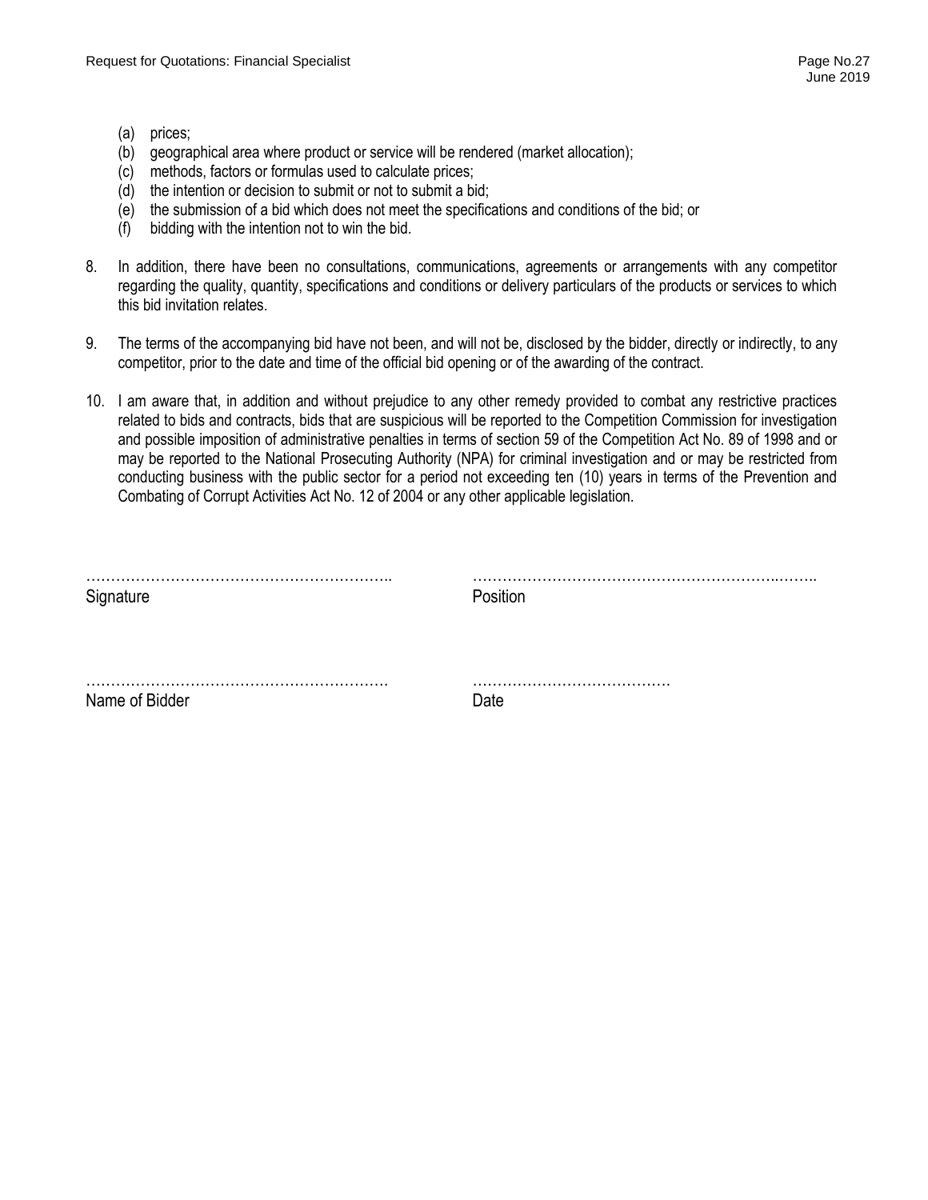(a) prices;
(b) geographical area where product or service will be rendered (market allocation);
(c) methods, factors or formulas used to calculate prices;
(d) the intention or decision to submit or not to submit a bid;
(e) the submission of a bid which does not meet the specifications and conditions of the bid; or
(f) bidding with the intention not to win the bid.

8. In addition, there have been no consultations, communications, agreements or arrangements with any competitor regarding the quality, quantity, specifications and conditions or delivery particulars of the products or services to which this bid invitation relates.

9. The terms of the accompanying bid have not been, and will not be, disclosed by the bidder, directly or indirectly, to any competitor, prior to the date and time of the official bid opening or of the awarding of the contract.

10. I am aware that, in addition and without prejudice to any other remedy provided to combat any restrictive practices related to bids and contracts, bids that are suspicious will be reported to the Competition Commission for investigation and possible imposition of administrative penalties in terms of section 59 of the Competition Act No. 89 of 1998 and or may be reported to the National Prosecuting Authority (NPA) for criminal investigation and or may be restricted from conducting business with the public sector for a period not exceeding ten (10) years in terms of the Prevention and Combating of Corrupt Activities Act No. 12 of 2004 or any other applicable legislation.

……………………………………………………..  ……………………………………………………..……..
Signature  Position

…………………………………………………….  ………………………………….
Name of Bidder  Date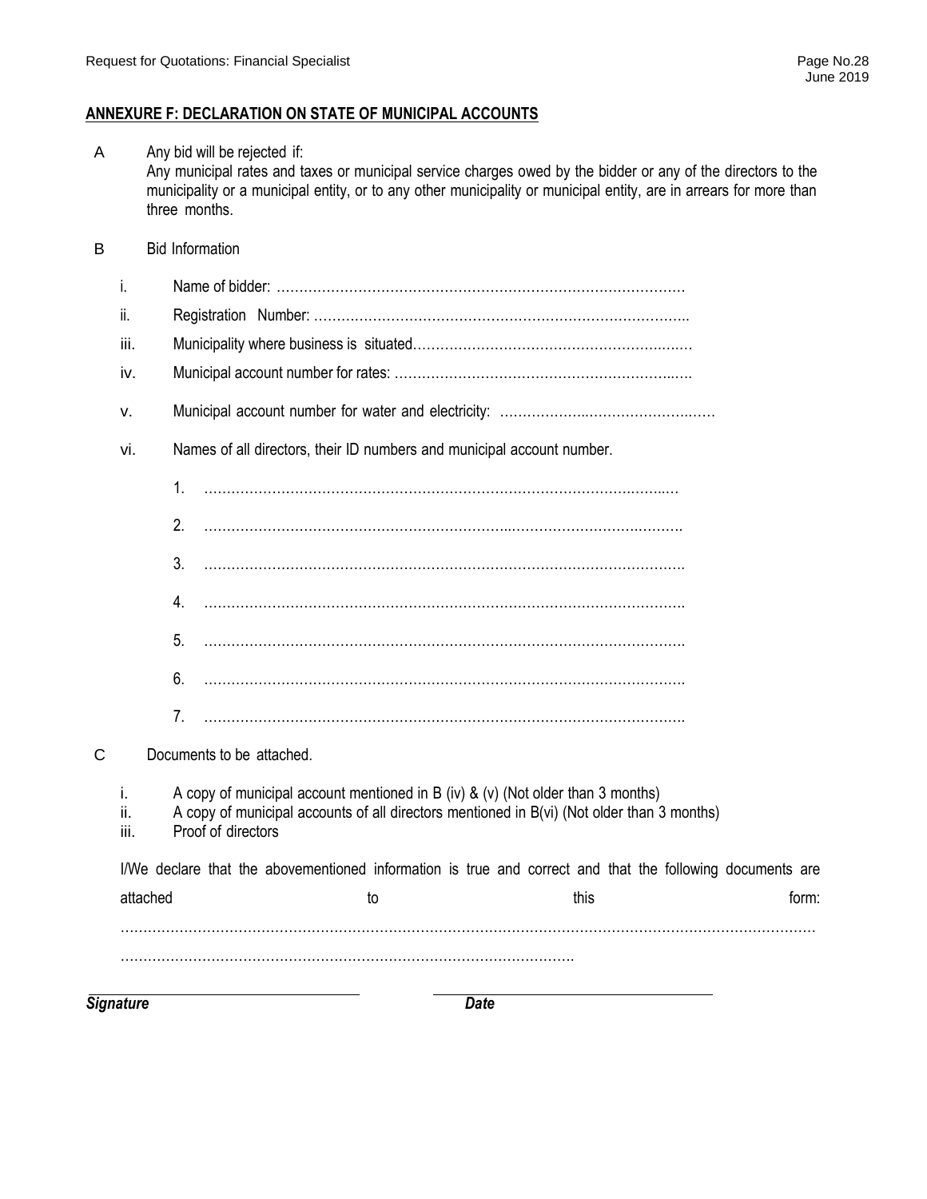## ANNEXURE F: DECLARATION ON STATE OF MUNICIPAL ACCOUNTS

A Any bid will be rejected if:
Any municipal rates and taxes or municipal service charges owed by the bidder or any of the directors to the municipality or a municipal entity, or to any other municipality or municipal entity, are in arrears for more than three months.

B Bid Information

i. Name of bidder: ………………………………………………………………………………

ii. Registration Number: ………………………………………………………………………..

iii. Municipality where business is situated…………………………………………………..…

iv. Municipal account number for rates: ……………………………………………………..….

v. Municipal account number for water and electricity: ……………….……………………..……

vi. Names of all directors, their ID numbers and municipal account number.

1. ……………………………………………………………………………………….…

2. ……………………………………………………………………………………….

3. ……………………………………………………………………………………….

4. ……………………………………………………………………………………….

5. ……………………………………………………………………………………….

6. ……………………………………………………………………………………….

7. ……………………………………………………………………………………….

C Documents to be attached.

i. A copy of municipal account mentioned in B (iv) & (v) (Not older than 3 months)
ii. A copy of municipal accounts of all directors mentioned in B(vi) (Not older than 3 months)
iii. Proof of directors

I/We declare that the abovementioned information is true and correct and that the following documents are attached to this form:

……………………………………………………………………………………………………………………………

……………………………………………………………………………………….

***Signature*** ***Date***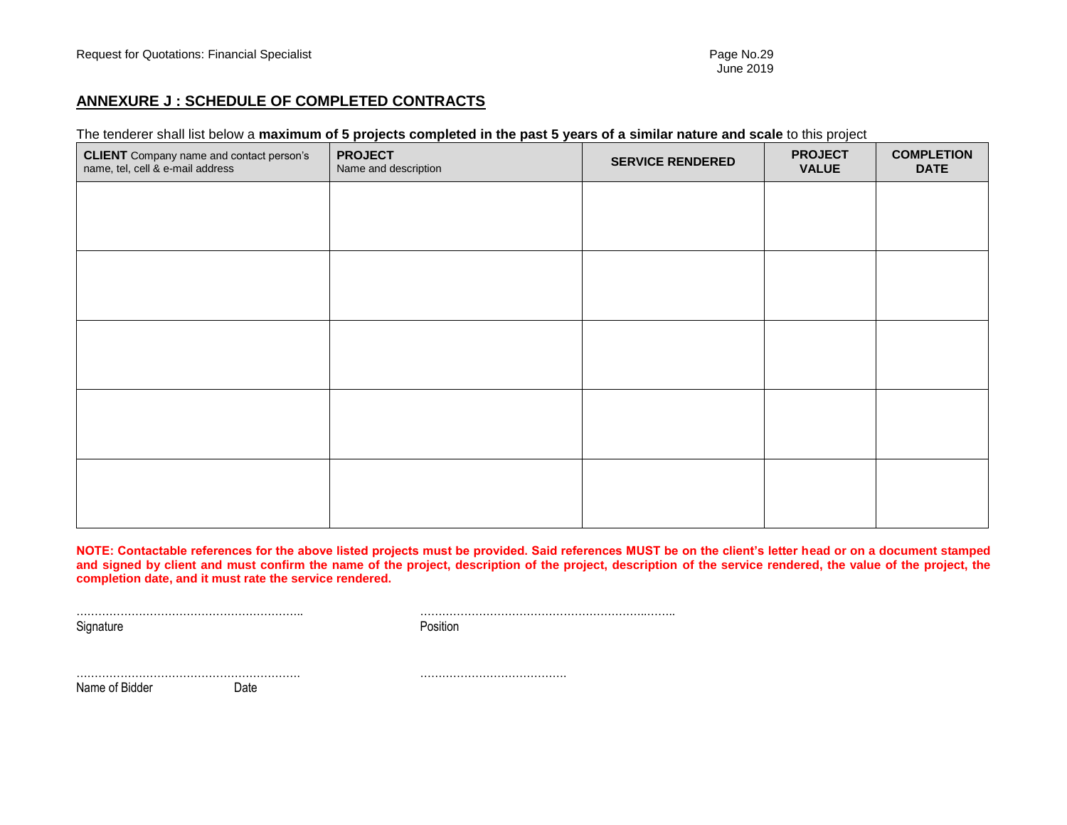## ANNEXURE J : SCHEDULE OF COMPLETED CONTRACTS

The tenderer shall list below a **maximum of 5 projects completed in the past 5 years of a similar nature and scale** to this project

| **CLIENT** Company name and contact person's name, tel, cell & e-mail address | **PROJECT** Name and description | **SERVICE RENDERED** | **PROJECT VALUE** | **COMPLETION DATE** |
|---|---|---|---|---|
| | | | | |
| | | | | |
| | | | | |
| | | | | |
| | | | | |

**NOTE: Contactable references for the above listed projects must be provided. Said references MUST be on the client's letter head or on a document stamped and signed by client and must confirm the name of the project, description of the project, description of the service rendered, the value of the project, the completion date, and it must rate the service rendered.**

……………………………………………………..
Signature

……………………………………………………..……..
Position

……………………………………………………..
Name of Bidder

…………………………………
Date